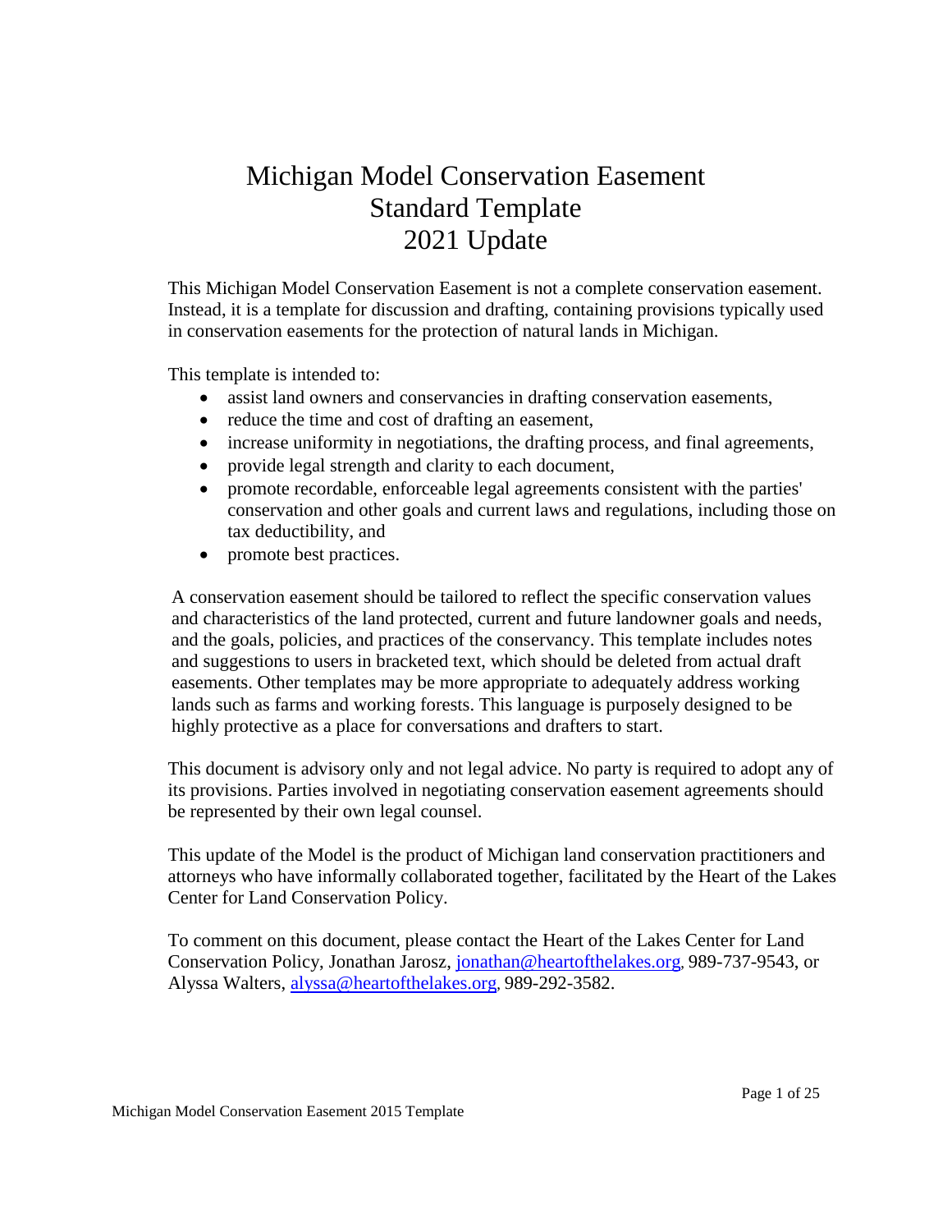# Michigan Model Conservation Easement
# Standard Template
# 2021 Update

This Michigan Model Conservation Easement is not a complete conservation easement. Instead, it is a template for discussion and drafting, containing provisions typically used in conservation easements for the protection of natural lands in Michigan.

This template is intended to:

- assist land owners and conservancies in drafting conservation easements,
- reduce the time and cost of drafting an easement,
- increase uniformity in negotiations, the drafting process, and final agreements,
- provide legal strength and clarity to each document,
- promote recordable, enforceable legal agreements consistent with the parties' conservation and other goals and current laws and regulations, including those on tax deductibility, and
- promote best practices.

A conservation easement should be tailored to reflect the specific conservation values and characteristics of the land protected, current and future landowner goals and needs, and the goals, policies, and practices of the conservancy. This template includes notes and suggestions to users in bracketed text, which should be deleted from actual draft easements. Other templates may be more appropriate to adequately address working lands such as farms and working forests. This language is purposely designed to be highly protective as a place for conversations and drafters to start.

This document is advisory only and not legal advice. No party is required to adopt any of its provisions. Parties involved in negotiating conservation easement agreements should be represented by their own legal counsel.

This update of the Model is the product of Michigan land conservation practitioners and attorneys who have informally collaborated together, facilitated by the Heart of the Lakes Center for Land Conservation Policy.

To comment on this document, please contact the Heart of the Lakes Center for Land Conservation Policy, Jonathan Jarosz, jonathan@heartofthelakes.org, 989-737-9543, or Alyssa Walters, alyssa@heartofthelakes.org, 989-292-3582.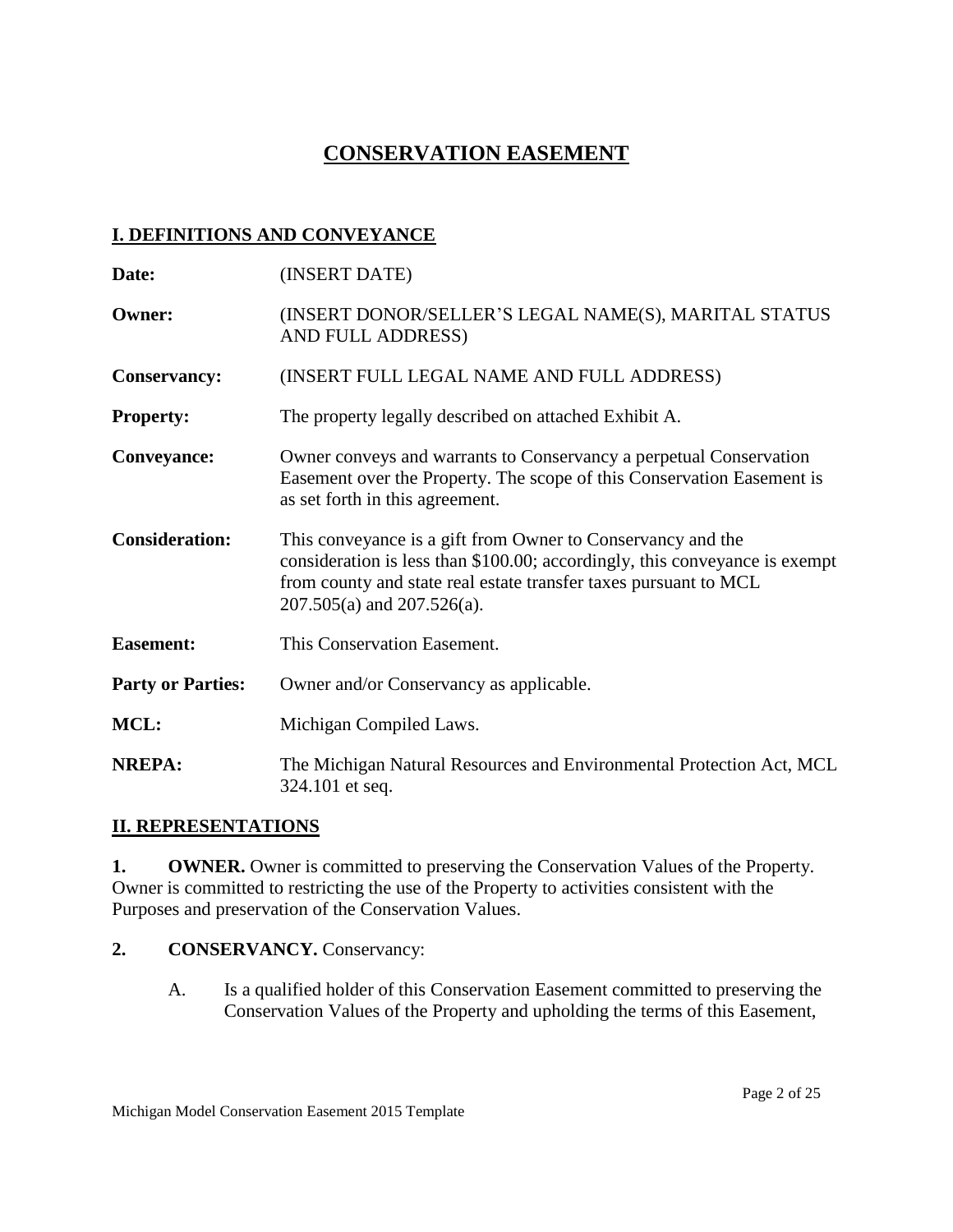# CONSERVATION EASEMENT

## I. DEFINITIONS AND CONVEYANCE

**Date:** (INSERT DATE)

**Owner:** (INSERT DONOR/SELLER'S LEGAL NAME(S), MARITAL STATUS AND FULL ADDRESS)

**Conservancy:** (INSERT FULL LEGAL NAME AND FULL ADDRESS)

**Property:** The property legally described on attached Exhibit A.

**Conveyance:** Owner conveys and warrants to Conservancy a perpetual Conservation Easement over the Property. The scope of this Conservation Easement is as set forth in this agreement.

**Consideration:** This conveyance is a gift from Owner to Conservancy and the consideration is less than $100.00; accordingly, this conveyance is exempt from county and state real estate transfer taxes pursuant to MCL 207.505(a) and 207.526(a).

**Easement:** This Conservation Easement.

**Party or Parties:** Owner and/or Conservancy as applicable.

**MCL:** Michigan Compiled Laws.

**NREPA:** The Michigan Natural Resources and Environmental Protection Act, MCL 324.101 et seq.

## II. REPRESENTATIONS

**1. OWNER.** Owner is committed to preserving the Conservation Values of the Property. Owner is committed to restricting the use of the Property to activities consistent with the Purposes and preservation of the Conservation Values.

**2. CONSERVANCY.** Conservancy:

A. Is a qualified holder of this Conservation Easement committed to preserving the Conservation Values of the Property and upholding the terms of this Easement,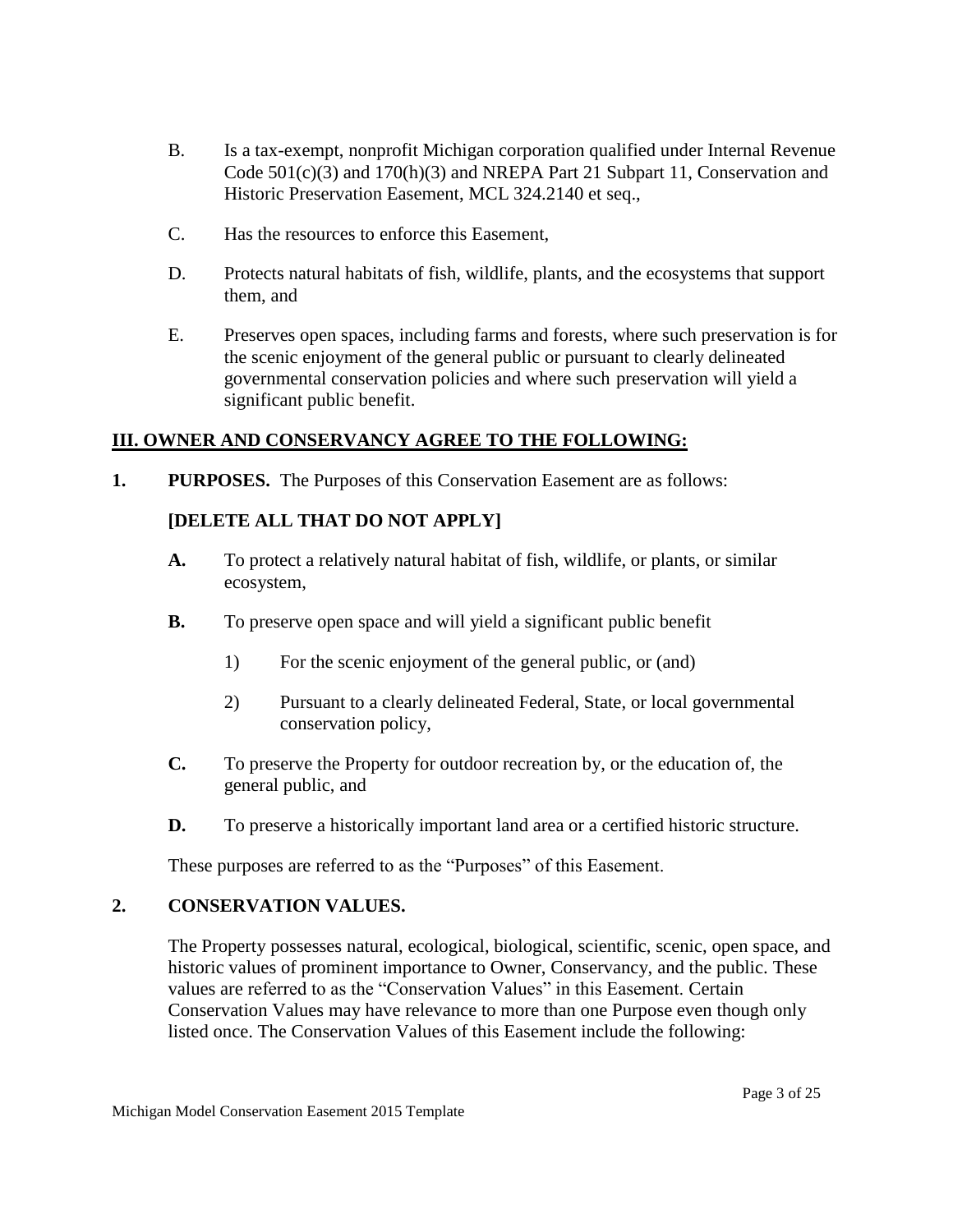B. Is a tax-exempt, nonprofit Michigan corporation qualified under Internal Revenue Code 501(c)(3) and 170(h)(3) and NREPA Part 21 Subpart 11, Conservation and Historic Preservation Easement, MCL 324.2140 et seq.,

C. Has the resources to enforce this Easement,

D. Protects natural habitats of fish, wildlife, plants, and the ecosystems that support them, and

E. Preserves open spaces, including farms and forests, where such preservation is for the scenic enjoyment of the general public or pursuant to clearly delineated governmental conservation policies and where such preservation will yield a significant public benefit.

## III. OWNER AND CONSERVANCY AGREE TO THE FOLLOWING:

**1. PURPOSES.** The Purposes of this Conservation Easement are as follows:

**[DELETE ALL THAT DO NOT APPLY]**

**A.** To protect a relatively natural habitat of fish, wildlife, or plants, or similar ecosystem,

**B.** To preserve open space and will yield a significant public benefit

1) For the scenic enjoyment of the general public, or (and)

2) Pursuant to a clearly delineated Federal, State, or local governmental conservation policy,

**C.** To preserve the Property for outdoor recreation by, or the education of, the general public, and

**D.** To preserve a historically important land area or a certified historic structure.

These purposes are referred to as the "Purposes" of this Easement.

**2. CONSERVATION VALUES.**

The Property possesses natural, ecological, biological, scientific, scenic, open space, and historic values of prominent importance to Owner, Conservancy, and the public. These values are referred to as the "Conservation Values" in this Easement. Certain Conservation Values may have relevance to more than one Purpose even though only listed once. The Conservation Values of this Easement include the following: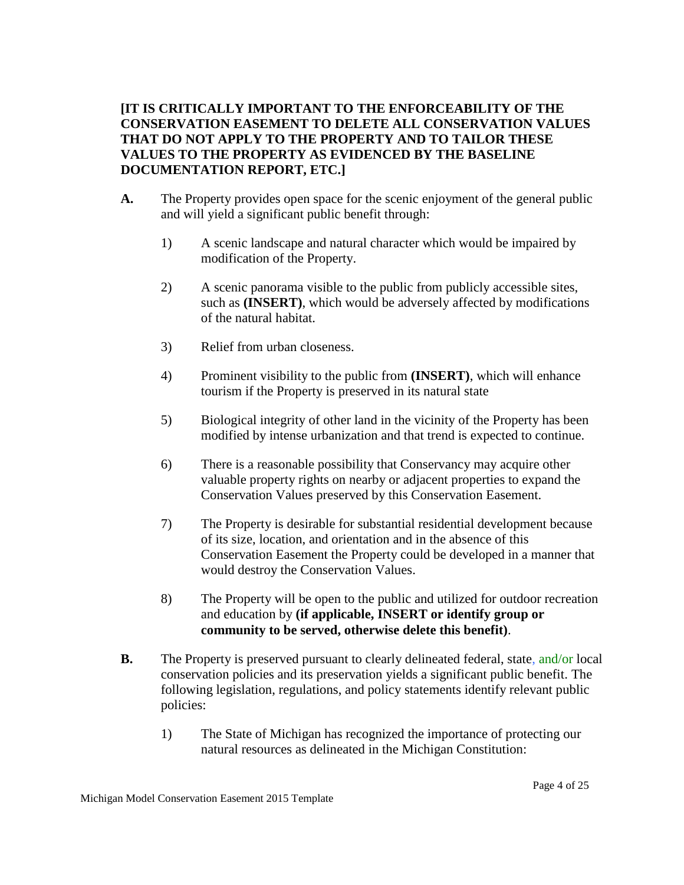**[IT IS CRITICALLY IMPORTANT TO THE ENFORCEABILITY OF THE CONSERVATION EASEMENT TO DELETE ALL CONSERVATION VALUES THAT DO NOT APPLY TO THE PROPERTY AND TO TAILOR THESE VALUES TO THE PROPERTY AS EVIDENCED BY THE BASELINE DOCUMENTATION REPORT, ETC.]**

**A.** The Property provides open space for the scenic enjoyment of the general public and will yield a significant public benefit through:

1) A scenic landscape and natural character which would be impaired by modification of the Property.

2) A scenic panorama visible to the public from publicly accessible sites, such as **(INSERT)**, which would be adversely affected by modifications of the natural habitat.

3) Relief from urban closeness.

4) Prominent visibility to the public from **(INSERT)**, which will enhance tourism if the Property is preserved in its natural state

5) Biological integrity of other land in the vicinity of the Property has been modified by intense urbanization and that trend is expected to continue.

6) There is a reasonable possibility that Conservancy may acquire other valuable property rights on nearby or adjacent properties to expand the Conservation Values preserved by this Conservation Easement.

7) The Property is desirable for substantial residential development because of its size, location, and orientation and in the absence of this Conservation Easement the Property could be developed in a manner that would destroy the Conservation Values.

8) The Property will be open to the public and utilized for outdoor recreation and education by **(if applicable, INSERT or identify group or community to be served, otherwise delete this benefit)**.

**B.** The Property is preserved pursuant to clearly delineated federal, state, and/or local conservation policies and its preservation yields a significant public benefit. The following legislation, regulations, and policy statements identify relevant public policies:

1) The State of Michigan has recognized the importance of protecting our natural resources as delineated in the Michigan Constitution: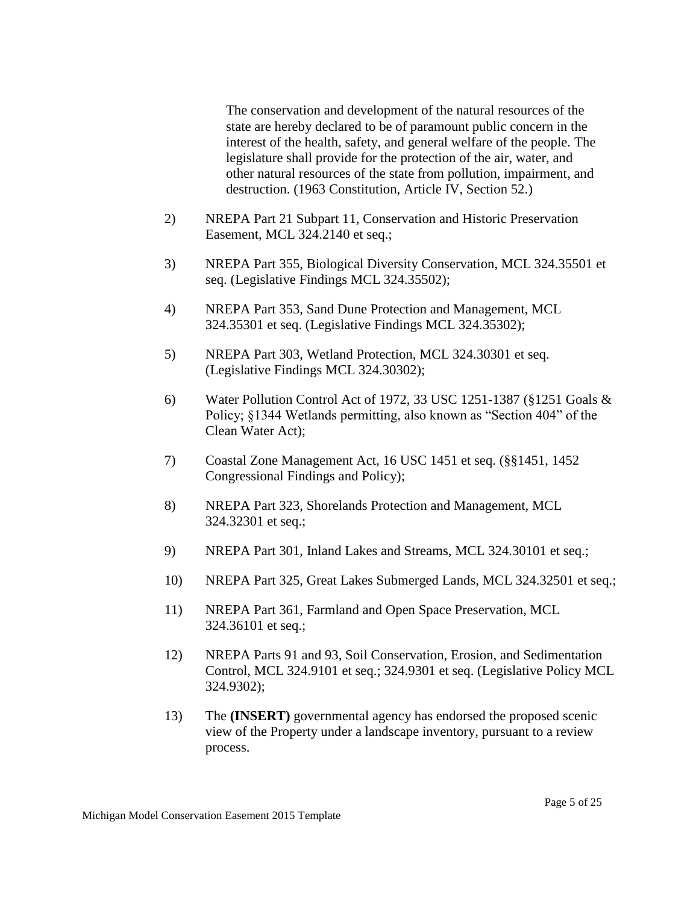> The conservation and development of the natural resources of the state are hereby declared to be of paramount public concern in the interest of the health, safety, and general welfare of the people. The legislature shall provide for the protection of the air, water, and other natural resources of the state from pollution, impairment, and destruction. (1963 Constitution, Article IV, Section 52.)

2) NREPA Part 21 Subpart 11, Conservation and Historic Preservation Easement, MCL 324.2140 et seq.;

3) NREPA Part 355, Biological Diversity Conservation, MCL 324.35501 et seq. (Legislative Findings MCL 324.35502);

4) NREPA Part 353, Sand Dune Protection and Management, MCL 324.35301 et seq. (Legislative Findings MCL 324.35302);

5) NREPA Part 303, Wetland Protection, MCL 324.30301 et seq. (Legislative Findings MCL 324.30302);

6) Water Pollution Control Act of 1972, 33 USC 1251-1387 (§1251 Goals & Policy; §1344 Wetlands permitting, also known as "Section 404" of the Clean Water Act);

7) Coastal Zone Management Act, 16 USC 1451 et seq. (§§1451, 1452 Congressional Findings and Policy);

8) NREPA Part 323, Shorelands Protection and Management, MCL 324.32301 et seq.;

9) NREPA Part 301, Inland Lakes and Streams, MCL 324.30101 et seq.;

10) NREPA Part 325, Great Lakes Submerged Lands, MCL 324.32501 et seq.;

11) NREPA Part 361, Farmland and Open Space Preservation, MCL 324.36101 et seq.;

12) NREPA Parts 91 and 93, Soil Conservation, Erosion, and Sedimentation Control, MCL 324.9101 et seq.; 324.9301 et seq. (Legislative Policy MCL 324.9302);

13) The **(INSERT)** governmental agency has endorsed the proposed scenic view of the Property under a landscape inventory, pursuant to a review process.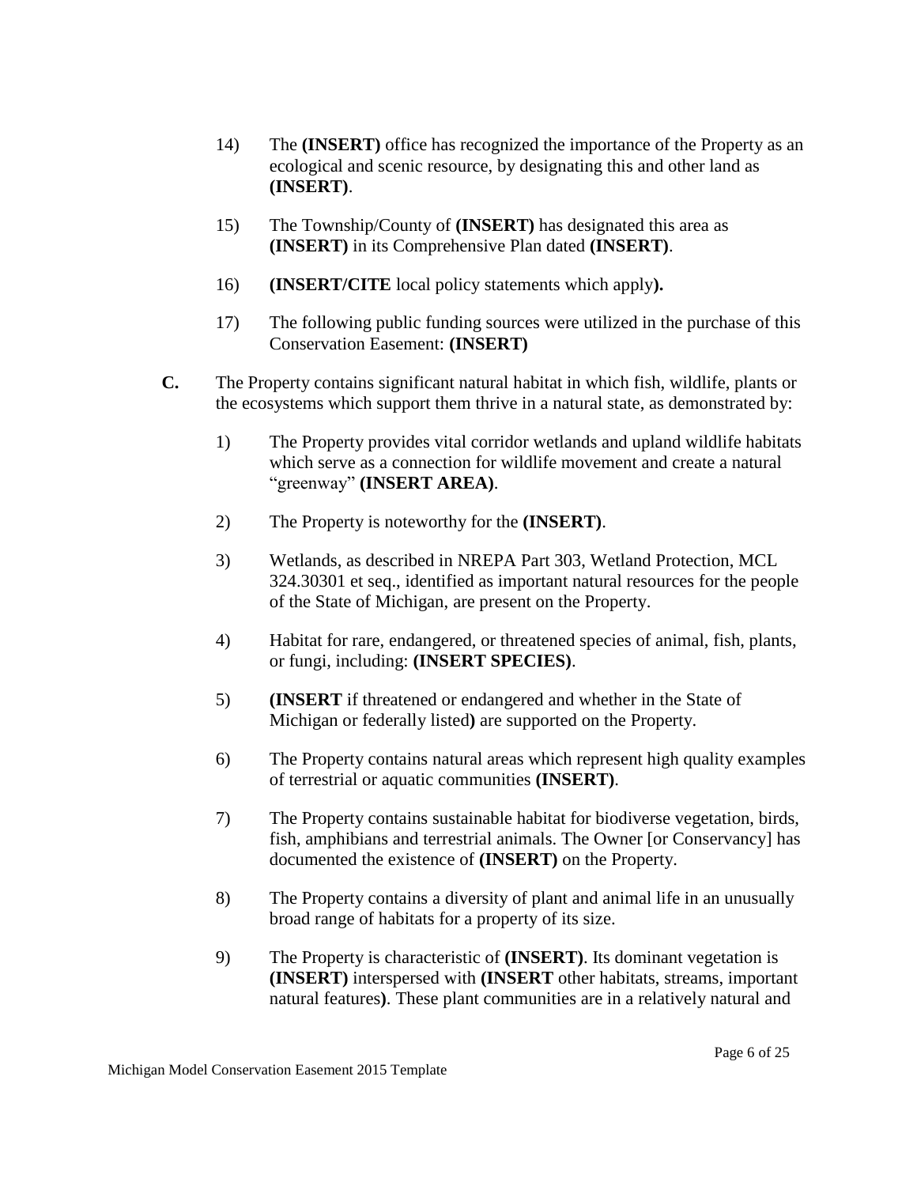14) The **(INSERT)** office has recognized the importance of the Property as an ecological and scenic resource, by designating this and other land as **(INSERT)**.

15) The Township/County of **(INSERT)** has designated this area as **(INSERT)** in its Comprehensive Plan dated **(INSERT)**.

16) **(INSERT/CITE** local policy statements which apply**).**

17) The following public funding sources were utilized in the purchase of this Conservation Easement: **(INSERT)**

**C.** The Property contains significant natural habitat in which fish, wildlife, plants or the ecosystems which support them thrive in a natural state, as demonstrated by:

1) The Property provides vital corridor wetlands and upland wildlife habitats which serve as a connection for wildlife movement and create a natural "greenway" **(INSERT AREA)**.

2) The Property is noteworthy for the **(INSERT)**.

3) Wetlands, as described in NREPA Part 303, Wetland Protection, MCL 324.30301 et seq., identified as important natural resources for the people of the State of Michigan, are present on the Property.

4) Habitat for rare, endangered, or threatened species of animal, fish, plants, or fungi, including: **(INSERT SPECIES)**.

5) **(INSERT** if threatened or endangered and whether in the State of Michigan or federally listed**)** are supported on the Property.

6) The Property contains natural areas which represent high quality examples of terrestrial or aquatic communities **(INSERT)**.

7) The Property contains sustainable habitat for biodiverse vegetation, birds, fish, amphibians and terrestrial animals. The Owner [or Conservancy] has documented the existence of **(INSERT)** on the Property.

8) The Property contains a diversity of plant and animal life in an unusually broad range of habitats for a property of its size.

9) The Property is characteristic of **(INSERT)**. Its dominant vegetation is **(INSERT)** interspersed with **(INSERT** other habitats, streams, important natural features**)**. These plant communities are in a relatively natural and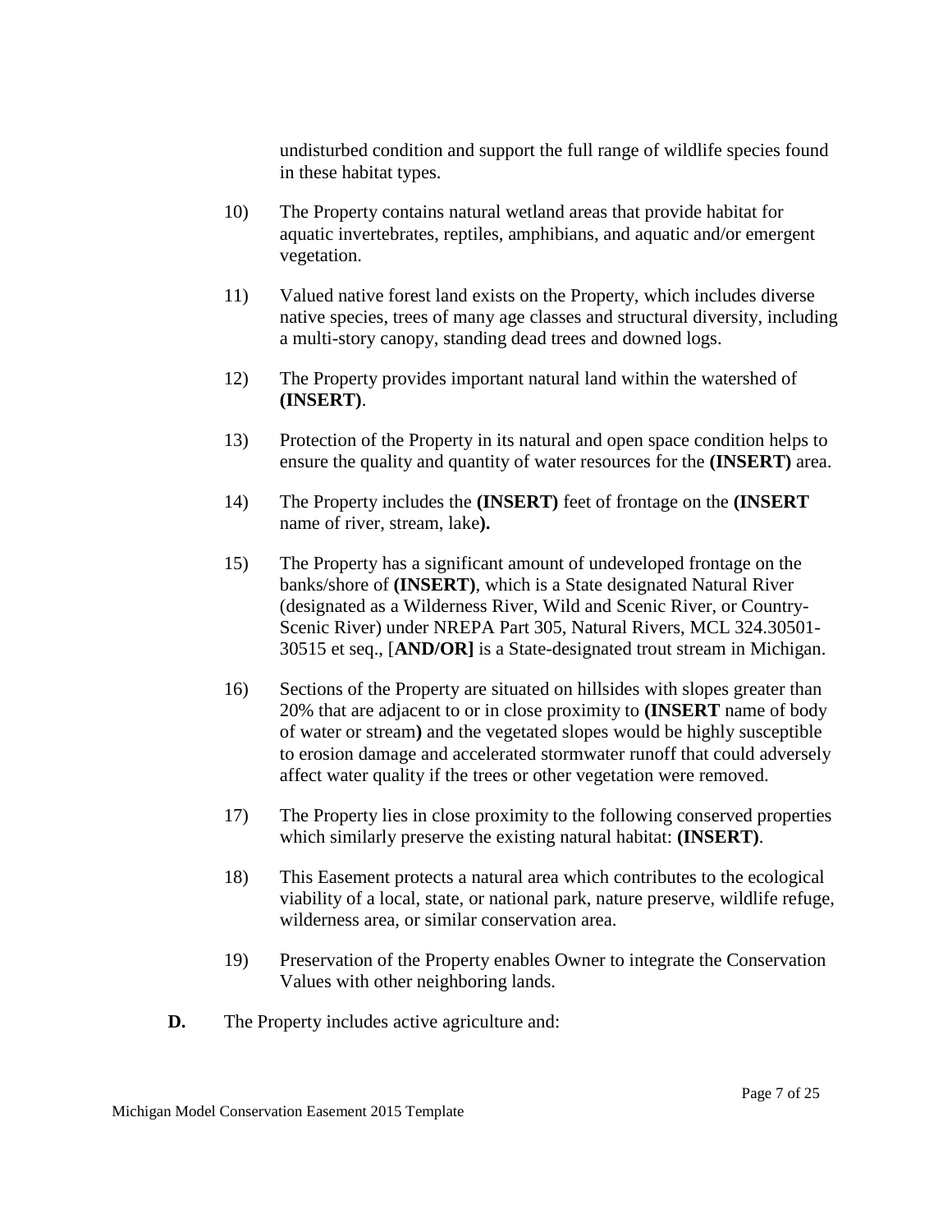undisturbed condition and support the full range of wildlife species found in these habitat types.

10) The Property contains natural wetland areas that provide habitat for aquatic invertebrates, reptiles, amphibians, and aquatic and/or emergent vegetation.

11) Valued native forest land exists on the Property, which includes diverse native species, trees of many age classes and structural diversity, including a multi-story canopy, standing dead trees and downed logs.

12) The Property provides important natural land within the watershed of **(INSERT)**.

13) Protection of the Property in its natural and open space condition helps to ensure the quality and quantity of water resources for the **(INSERT)** area.

14) The Property includes the **(INSERT)** feet of frontage on the **(INSERT** name of river, stream, lake**).**

15) The Property has a significant amount of undeveloped frontage on the banks/shore of **(INSERT)**, which is a State designated Natural River (designated as a Wilderness River, Wild and Scenic River, or Country-Scenic River) under NREPA Part 305, Natural Rivers, MCL 324.30501-30515 et seq., [**AND/OR]** is a State-designated trout stream in Michigan.

16) Sections of the Property are situated on hillsides with slopes greater than 20% that are adjacent to or in close proximity to **(INSERT** name of body of water or stream**)** and the vegetated slopes would be highly susceptible to erosion damage and accelerated stormwater runoff that could adversely affect water quality if the trees or other vegetation were removed.

17) The Property lies in close proximity to the following conserved properties which similarly preserve the existing natural habitat: **(INSERT)**.

18) This Easement protects a natural area which contributes to the ecological viability of a local, state, or national park, nature preserve, wildlife refuge, wilderness area, or similar conservation area.

19) Preservation of the Property enables Owner to integrate the Conservation Values with other neighboring lands.

**D.** The Property includes active agriculture and: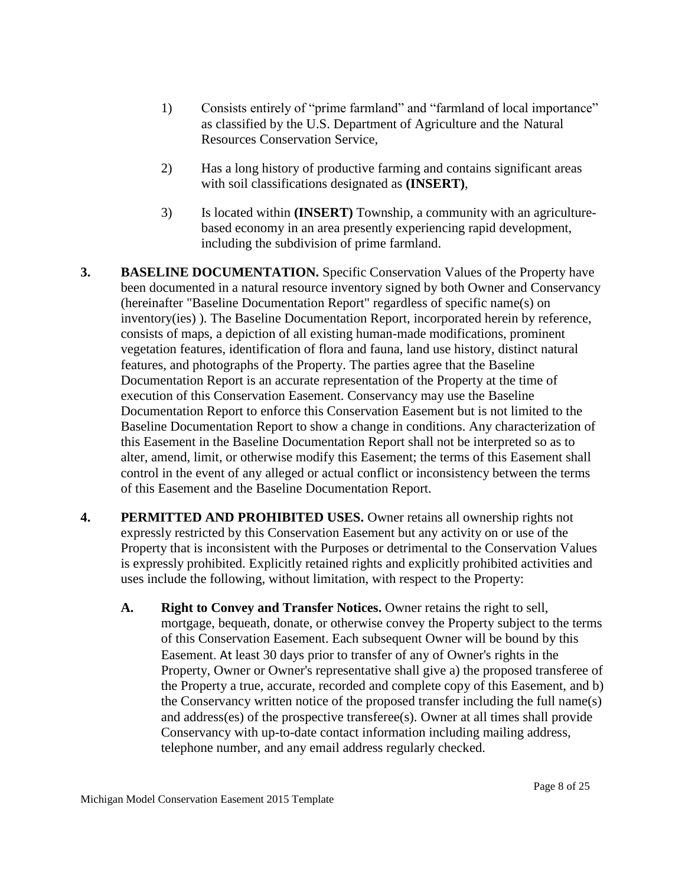1) Consists entirely of "prime farmland" and "farmland of local importance" as classified by the U.S. Department of Agriculture and the Natural Resources Conservation Service,

2) Has a long history of productive farming and contains significant areas with soil classifications designated as **(INSERT)**,

3) Is located within **(INSERT)** Township, a community with an agriculture-based economy in an area presently experiencing rapid development, including the subdivision of prime farmland.

**3. BASELINE DOCUMENTATION.** Specific Conservation Values of the Property have been documented in a natural resource inventory signed by both Owner and Conservancy (hereinafter "Baseline Documentation Report" regardless of specific name(s) on inventory(ies) ). The Baseline Documentation Report, incorporated herein by reference, consists of maps, a depiction of all existing human-made modifications, prominent vegetation features, identification of flora and fauna, land use history, distinct natural features, and photographs of the Property. The parties agree that the Baseline Documentation Report is an accurate representation of the Property at the time of execution of this Conservation Easement. Conservancy may use the Baseline Documentation Report to enforce this Conservation Easement but is not limited to the Baseline Documentation Report to show a change in conditions. Any characterization of this Easement in the Baseline Documentation Report shall not be interpreted so as to alter, amend, limit, or otherwise modify this Easement; the terms of this Easement shall control in the event of any alleged or actual conflict or inconsistency between the terms of this Easement and the Baseline Documentation Report.

**4. PERMITTED AND PROHIBITED USES.** Owner retains all ownership rights not expressly restricted by this Conservation Easement but any activity on or use of the Property that is inconsistent with the Purposes or detrimental to the Conservation Values is expressly prohibited. Explicitly retained rights and explicitly prohibited activities and uses include the following, without limitation, with respect to the Property:

**A. Right to Convey and Transfer Notices.** Owner retains the right to sell, mortgage, bequeath, donate, or otherwise convey the Property subject to the terms of this Conservation Easement. Each subsequent Owner will be bound by this Easement. At least 30 days prior to transfer of any of Owner's rights in the Property, Owner or Owner's representative shall give a) the proposed transferee of the Property a true, accurate, recorded and complete copy of this Easement, and b) the Conservancy written notice of the proposed transfer including the full name(s) and address(es) of the prospective transferee(s). Owner at all times shall provide Conservancy with up-to-date contact information including mailing address, telephone number, and any email address regularly checked.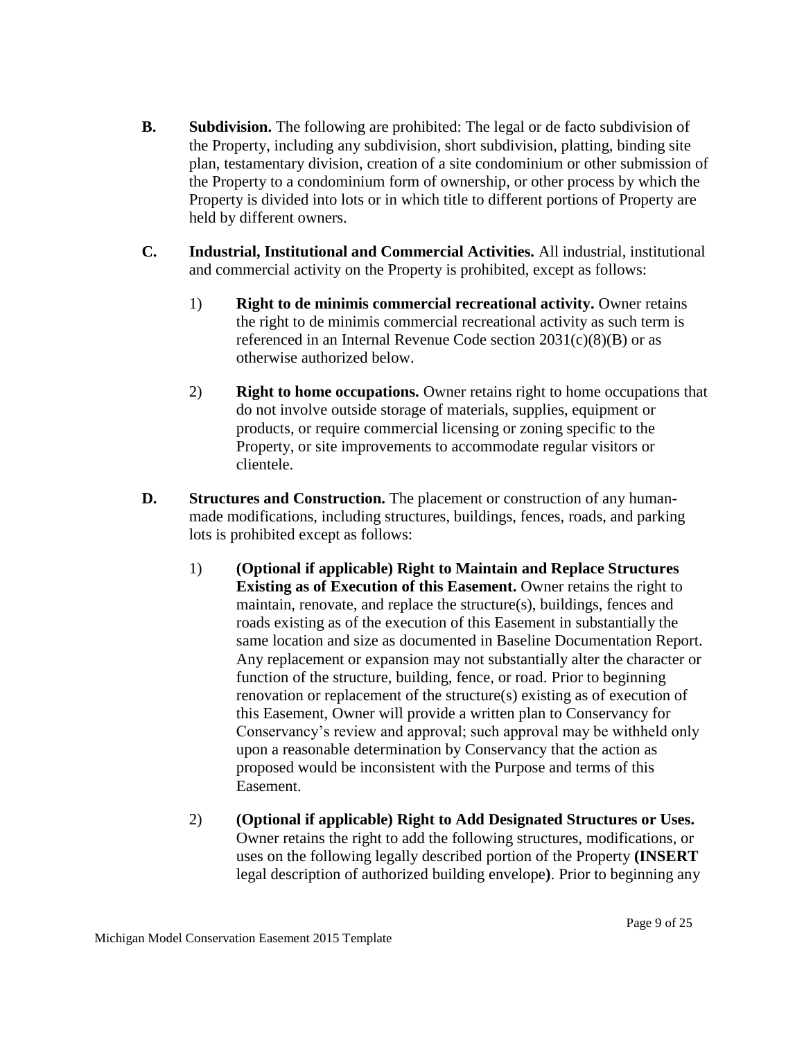**B. Subdivision.** The following are prohibited: The legal or de facto subdivision of the Property, including any subdivision, short subdivision, platting, binding site plan, testamentary division, creation of a site condominium or other submission of the Property to a condominium form of ownership, or other process by which the Property is divided into lots or in which title to different portions of Property are held by different owners.

**C. Industrial, Institutional and Commercial Activities.** All industrial, institutional and commercial activity on the Property is prohibited, except as follows:

1) **Right to de minimis commercial recreational activity.** Owner retains the right to de minimis commercial recreational activity as such term is referenced in an Internal Revenue Code section 2031(c)(8)(B) or as otherwise authorized below.

2) **Right to home occupations.** Owner retains right to home occupations that do not involve outside storage of materials, supplies, equipment or products, or require commercial licensing or zoning specific to the Property, or site improvements to accommodate regular visitors or clientele.

**D. Structures and Construction.** The placement or construction of any human-made modifications, including structures, buildings, fences, roads, and parking lots is prohibited except as follows:

1) **(Optional if applicable) Right to Maintain and Replace Structures Existing as of Execution of this Easement.** Owner retains the right to maintain, renovate, and replace the structure(s), buildings, fences and roads existing as of the execution of this Easement in substantially the same location and size as documented in Baseline Documentation Report. Any replacement or expansion may not substantially alter the character or function of the structure, building, fence, or road. Prior to beginning renovation or replacement of the structure(s) existing as of execution of this Easement, Owner will provide a written plan to Conservancy for Conservancy's review and approval; such approval may be withheld only upon a reasonable determination by Conservancy that the action as proposed would be inconsistent with the Purpose and terms of this Easement.

2) **(Optional if applicable) Right to Add Designated Structures or Uses.** Owner retains the right to add the following structures, modifications, or uses on the following legally described portion of the Property **(INSERT** legal description of authorized building envelope**)**. Prior to beginning any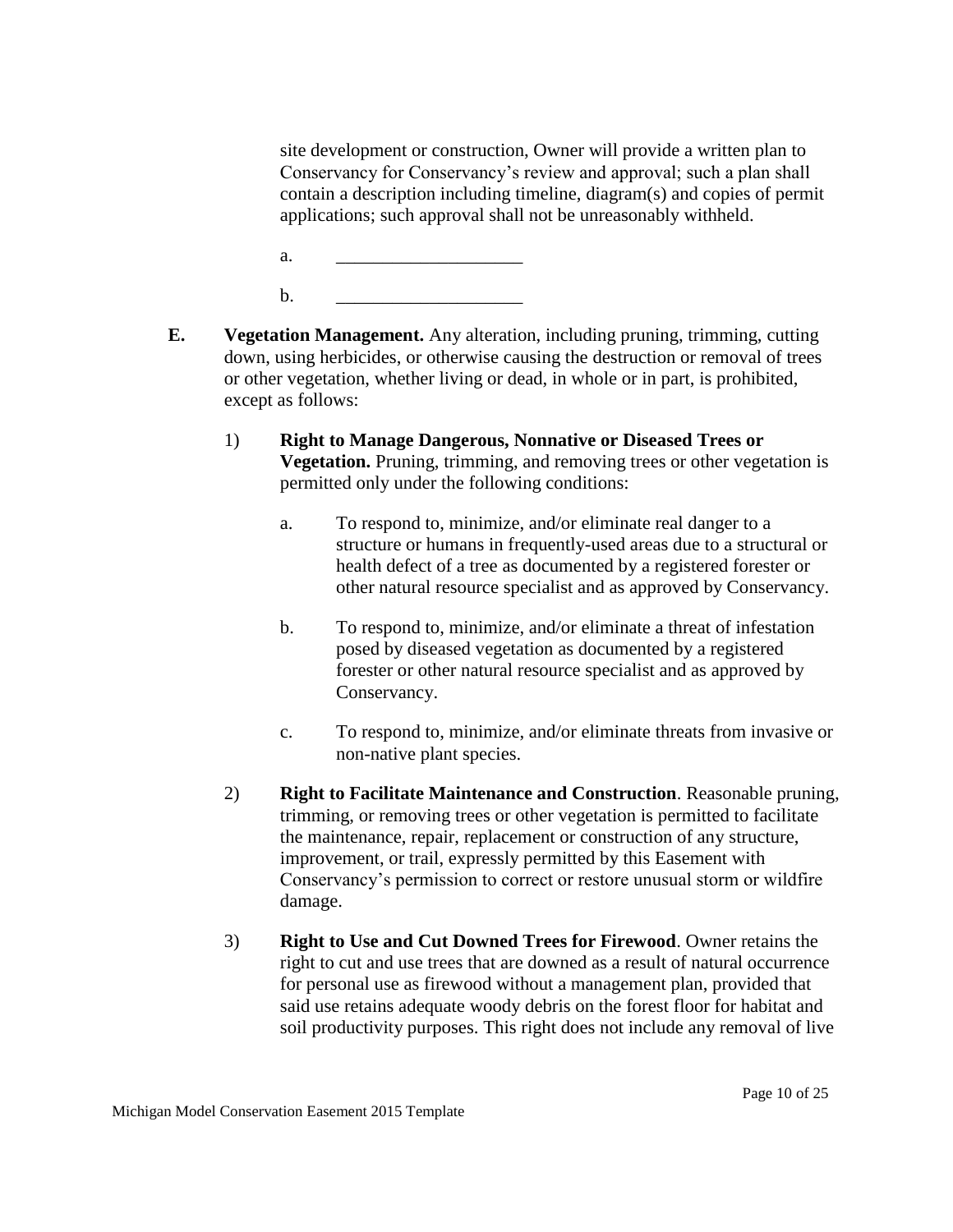site development or construction, Owner will provide a written plan to Conservancy for Conservancy's review and approval; such a plan shall contain a description including timeline, diagram(s) and copies of permit applications; such approval shall not be unreasonably withheld.

a. ____________________

b. ____________________

**E. Vegetation Management.** Any alteration, including pruning, trimming, cutting down, using herbicides, or otherwise causing the destruction or removal of trees or other vegetation, whether living or dead, in whole or in part, is prohibited, except as follows:

1) **Right to Manage Dangerous, Nonnative or Diseased Trees or Vegetation.** Pruning, trimming, and removing trees or other vegetation is permitted only under the following conditions:

   a. To respond to, minimize, and/or eliminate real danger to a structure or humans in frequently-used areas due to a structural or health defect of a tree as documented by a registered forester or other natural resource specialist and as approved by Conservancy.

   b. To respond to, minimize, and/or eliminate a threat of infestation posed by diseased vegetation as documented by a registered forester or other natural resource specialist and as approved by Conservancy.

   c. To respond to, minimize, and/or eliminate threats from invasive or non-native plant species.

2) **Right to Facilitate Maintenance and Construction**. Reasonable pruning, trimming, or removing trees or other vegetation is permitted to facilitate the maintenance, repair, replacement or construction of any structure, improvement, or trail, expressly permitted by this Easement with Conservancy's permission to correct or restore unusual storm or wildfire damage.

3) **Right to Use and Cut Downed Trees for Firewood**. Owner retains the right to cut and use trees that are downed as a result of natural occurrence for personal use as firewood without a management plan, provided that said use retains adequate woody debris on the forest floor for habitat and soil productivity purposes. This right does not include any removal of live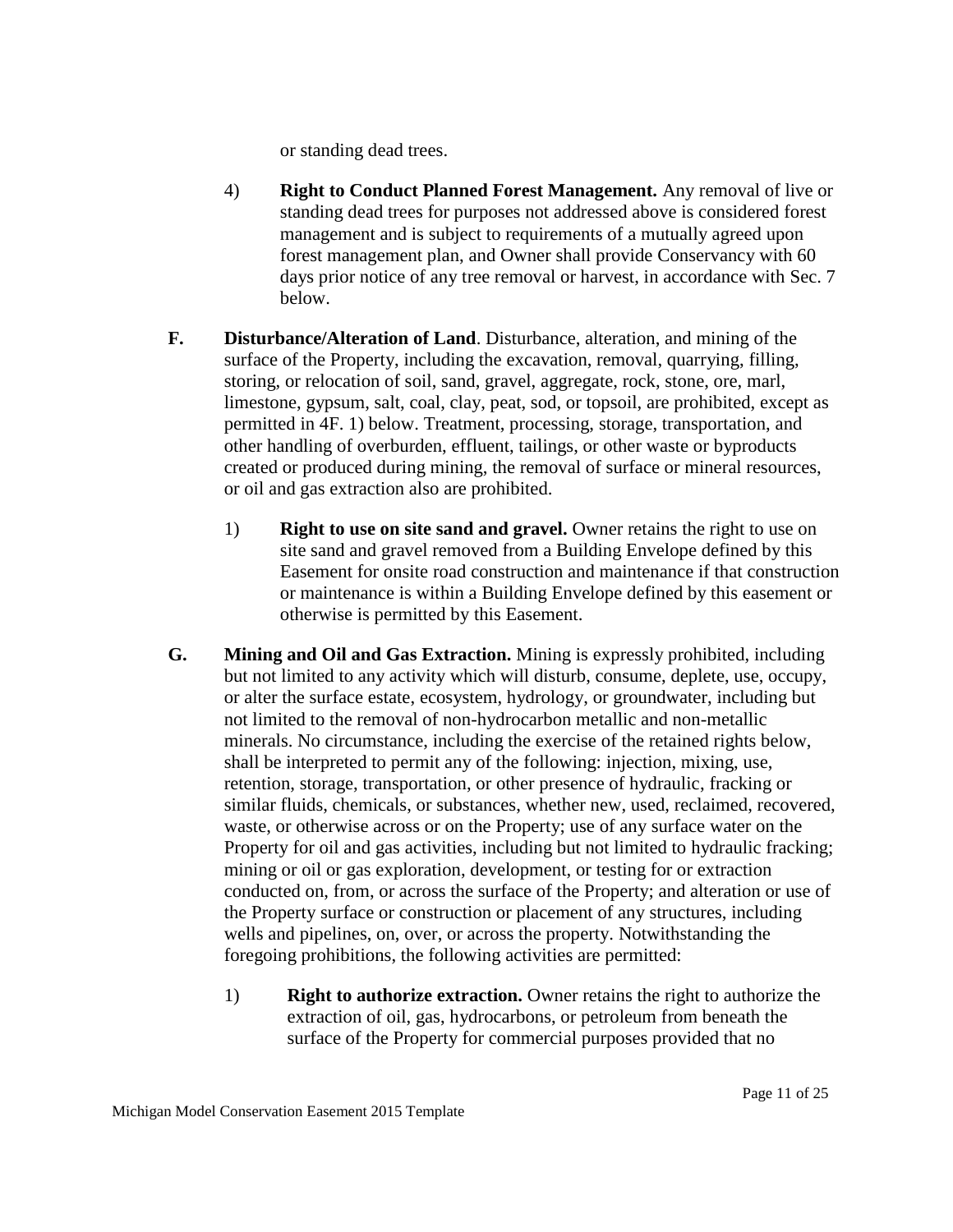or standing dead trees.

4) **Right to Conduct Planned Forest Management.** Any removal of live or standing dead trees for purposes not addressed above is considered forest management and is subject to requirements of a mutually agreed upon forest management plan, and Owner shall provide Conservancy with 60 days prior notice of any tree removal or harvest, in accordance with Sec. 7 below.

**F. Disturbance/Alteration of Land**. Disturbance, alteration, and mining of the surface of the Property, including the excavation, removal, quarrying, filling, storing, or relocation of soil, sand, gravel, aggregate, rock, stone, ore, marl, limestone, gypsum, salt, coal, clay, peat, sod, or topsoil, are prohibited, except as permitted in 4F. 1) below. Treatment, processing, storage, transportation, and other handling of overburden, effluent, tailings, or other waste or byproducts created or produced during mining, the removal of surface or mineral resources, or oil and gas extraction also are prohibited.

1) **Right to use on site sand and gravel.** Owner retains the right to use on site sand and gravel removed from a Building Envelope defined by this Easement for onsite road construction and maintenance if that construction or maintenance is within a Building Envelope defined by this easement or otherwise is permitted by this Easement.

**G. Mining and Oil and Gas Extraction.** Mining is expressly prohibited, including but not limited to any activity which will disturb, consume, deplete, use, occupy, or alter the surface estate, ecosystem, hydrology, or groundwater, including but not limited to the removal of non-hydrocarbon metallic and non-metallic minerals. No circumstance, including the exercise of the retained rights below, shall be interpreted to permit any of the following: injection, mixing, use, retention, storage, transportation, or other presence of hydraulic, fracking or similar fluids, chemicals, or substances, whether new, used, reclaimed, recovered, waste, or otherwise across or on the Property; use of any surface water on the Property for oil and gas activities, including but not limited to hydraulic fracking; mining or oil or gas exploration, development, or testing for or extraction conducted on, from, or across the surface of the Property; and alteration or use of the Property surface or construction or placement of any structures, including wells and pipelines, on, over, or across the property. Notwithstanding the foregoing prohibitions, the following activities are permitted:

1) **Right to authorize extraction.** Owner retains the right to authorize the extraction of oil, gas, hydrocarbons, or petroleum from beneath the surface of the Property for commercial purposes provided that no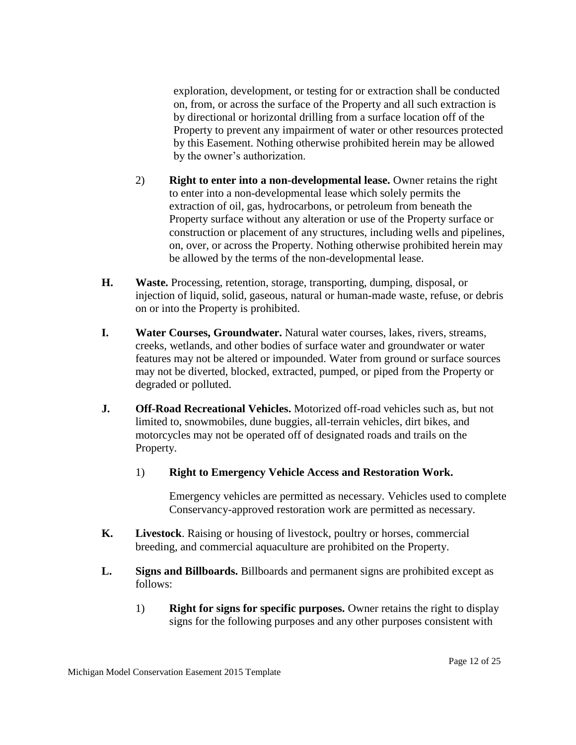exploration, development, or testing for or extraction shall be conducted on, from, or across the surface of the Property and all such extraction is by directional or horizontal drilling from a surface location off of the Property to prevent any impairment of water or other resources protected by this Easement. Nothing otherwise prohibited herein may be allowed by the owner's authorization.

2) **Right to enter into a non-developmental lease.** Owner retains the right to enter into a non-developmental lease which solely permits the extraction of oil, gas, hydrocarbons, or petroleum from beneath the Property surface without any alteration or use of the Property surface or construction or placement of any structures, including wells and pipelines, on, over, or across the Property. Nothing otherwise prohibited herein may be allowed by the terms of the non-developmental lease.

**H. Waste.** Processing, retention, storage, transporting, dumping, disposal, or injection of liquid, solid, gaseous, natural or human-made waste, refuse, or debris on or into the Property is prohibited.

**I. Water Courses, Groundwater.** Natural water courses, lakes, rivers, streams, creeks, wetlands, and other bodies of surface water and groundwater or water features may not be altered or impounded. Water from ground or surface sources may not be diverted, blocked, extracted, pumped, or piped from the Property or degraded or polluted.

**J. Off-Road Recreational Vehicles.** Motorized off-road vehicles such as, but not limited to, snowmobiles, dune buggies, all-terrain vehicles, dirt bikes, and motorcycles may not be operated off of designated roads and trails on the Property.

1) **Right to Emergency Vehicle Access and Restoration Work.**

Emergency vehicles are permitted as necessary. Vehicles used to complete Conservancy-approved restoration work are permitted as necessary.

**K. Livestock**. Raising or housing of livestock, poultry or horses, commercial breeding, and commercial aquaculture are prohibited on the Property.

**L. Signs and Billboards.** Billboards and permanent signs are prohibited except as follows:

1) **Right for signs for specific purposes.** Owner retains the right to display signs for the following purposes and any other purposes consistent with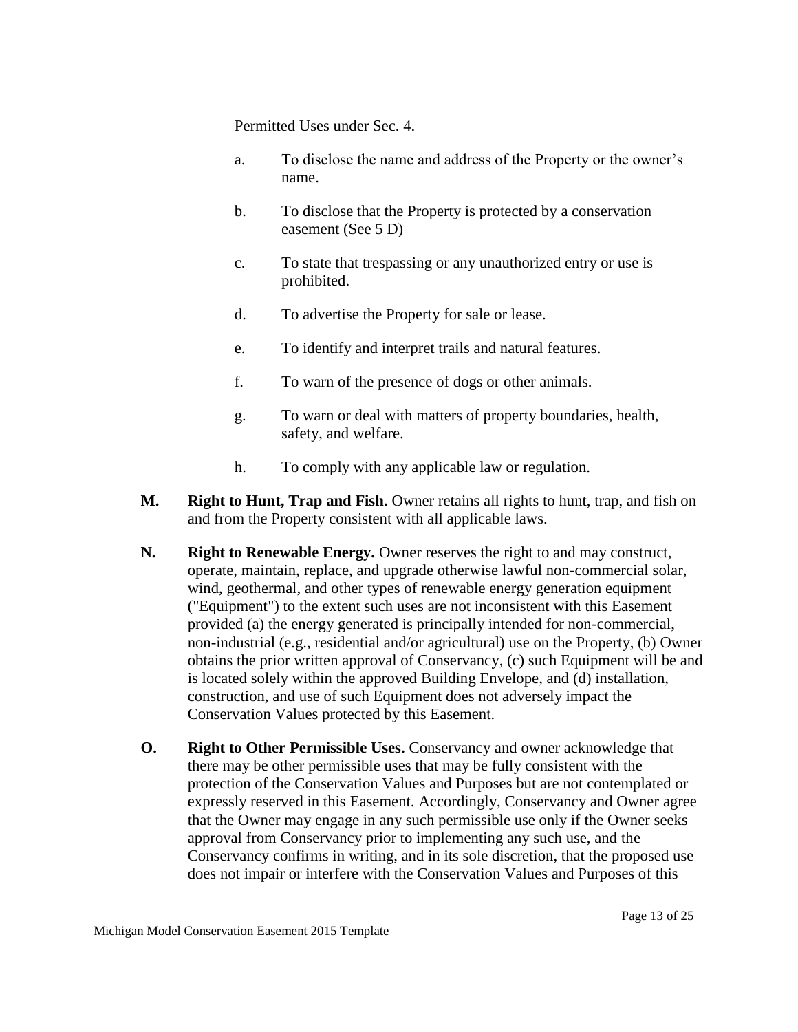Permitted Uses under Sec. 4.

a. To disclose the name and address of the Property or the owner's name.

b. To disclose that the Property is protected by a conservation easement (See 5 D)

c. To state that trespassing or any unauthorized entry or use is prohibited.

d. To advertise the Property for sale or lease.

e. To identify and interpret trails and natural features.

f. To warn of the presence of dogs or other animals.

g. To warn or deal with matters of property boundaries, health, safety, and welfare.

h. To comply with any applicable law or regulation.

**M. Right to Hunt, Trap and Fish.** Owner retains all rights to hunt, trap, and fish on and from the Property consistent with all applicable laws.

**N. Right to Renewable Energy.** Owner reserves the right to and may construct, operate, maintain, replace, and upgrade otherwise lawful non-commercial solar, wind, geothermal, and other types of renewable energy generation equipment ("Equipment") to the extent such uses are not inconsistent with this Easement provided (a) the energy generated is principally intended for non-commercial, non-industrial (e.g., residential and/or agricultural) use on the Property, (b) Owner obtains the prior written approval of Conservancy, (c) such Equipment will be and is located solely within the approved Building Envelope, and (d) installation, construction, and use of such Equipment does not adversely impact the Conservation Values protected by this Easement.

**O. Right to Other Permissible Uses.** Conservancy and owner acknowledge that there may be other permissible uses that may be fully consistent with the protection of the Conservation Values and Purposes but are not contemplated or expressly reserved in this Easement. Accordingly, Conservancy and Owner agree that the Owner may engage in any such permissible use only if the Owner seeks approval from Conservancy prior to implementing any such use, and the Conservancy confirms in writing, and in its sole discretion, that the proposed use does not impair or interfere with the Conservation Values and Purposes of this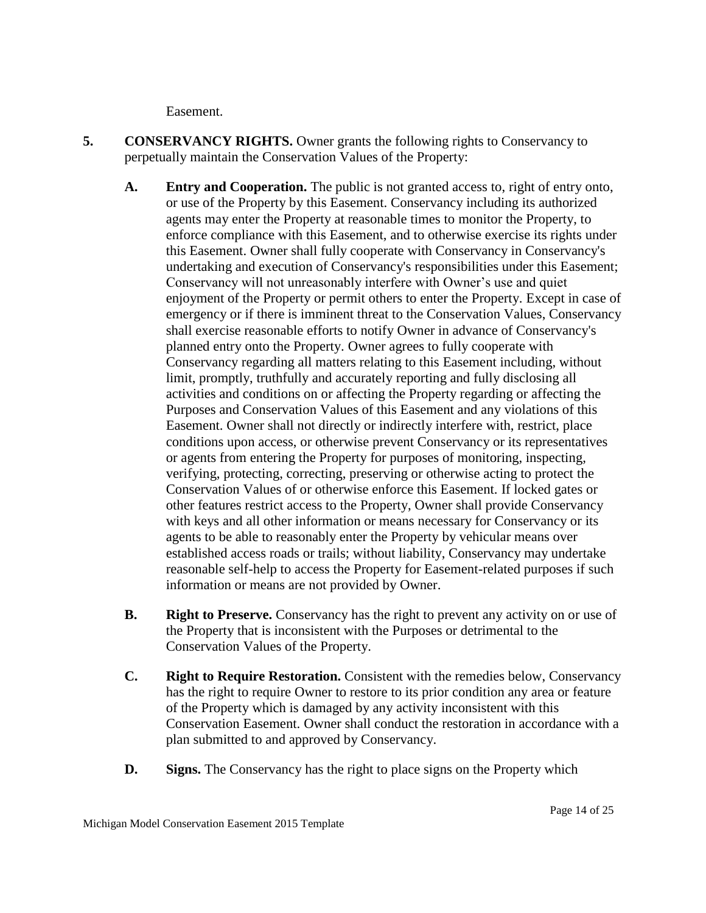Easement.

**5. CONSERVANCY RIGHTS.** Owner grants the following rights to Conservancy to perpetually maintain the Conservation Values of the Property:

**A. Entry and Cooperation.** The public is not granted access to, right of entry onto, or use of the Property by this Easement. Conservancy including its authorized agents may enter the Property at reasonable times to monitor the Property, to enforce compliance with this Easement, and to otherwise exercise its rights under this Easement. Owner shall fully cooperate with Conservancy in Conservancy's undertaking and execution of Conservancy's responsibilities under this Easement; Conservancy will not unreasonably interfere with Owner's use and quiet enjoyment of the Property or permit others to enter the Property. Except in case of emergency or if there is imminent threat to the Conservation Values, Conservancy shall exercise reasonable efforts to notify Owner in advance of Conservancy's planned entry onto the Property. Owner agrees to fully cooperate with Conservancy regarding all matters relating to this Easement including, without limit, promptly, truthfully and accurately reporting and fully disclosing all activities and conditions on or affecting the Property regarding or affecting the Purposes and Conservation Values of this Easement and any violations of this Easement. Owner shall not directly or indirectly interfere with, restrict, place conditions upon access, or otherwise prevent Conservancy or its representatives or agents from entering the Property for purposes of monitoring, inspecting, verifying, protecting, correcting, preserving or otherwise acting to protect the Conservation Values of or otherwise enforce this Easement. If locked gates or other features restrict access to the Property, Owner shall provide Conservancy with keys and all other information or means necessary for Conservancy or its agents to be able to reasonably enter the Property by vehicular means over established access roads or trails; without liability, Conservancy may undertake reasonable self-help to access the Property for Easement-related purposes if such information or means are not provided by Owner.

**B. Right to Preserve.** Conservancy has the right to prevent any activity on or use of the Property that is inconsistent with the Purposes or detrimental to the Conservation Values of the Property.

**C. Right to Require Restoration.** Consistent with the remedies below, Conservancy has the right to require Owner to restore to its prior condition any area or feature of the Property which is damaged by any activity inconsistent with this Conservation Easement. Owner shall conduct the restoration in accordance with a plan submitted to and approved by Conservancy.

**D. Signs.** The Conservancy has the right to place signs on the Property which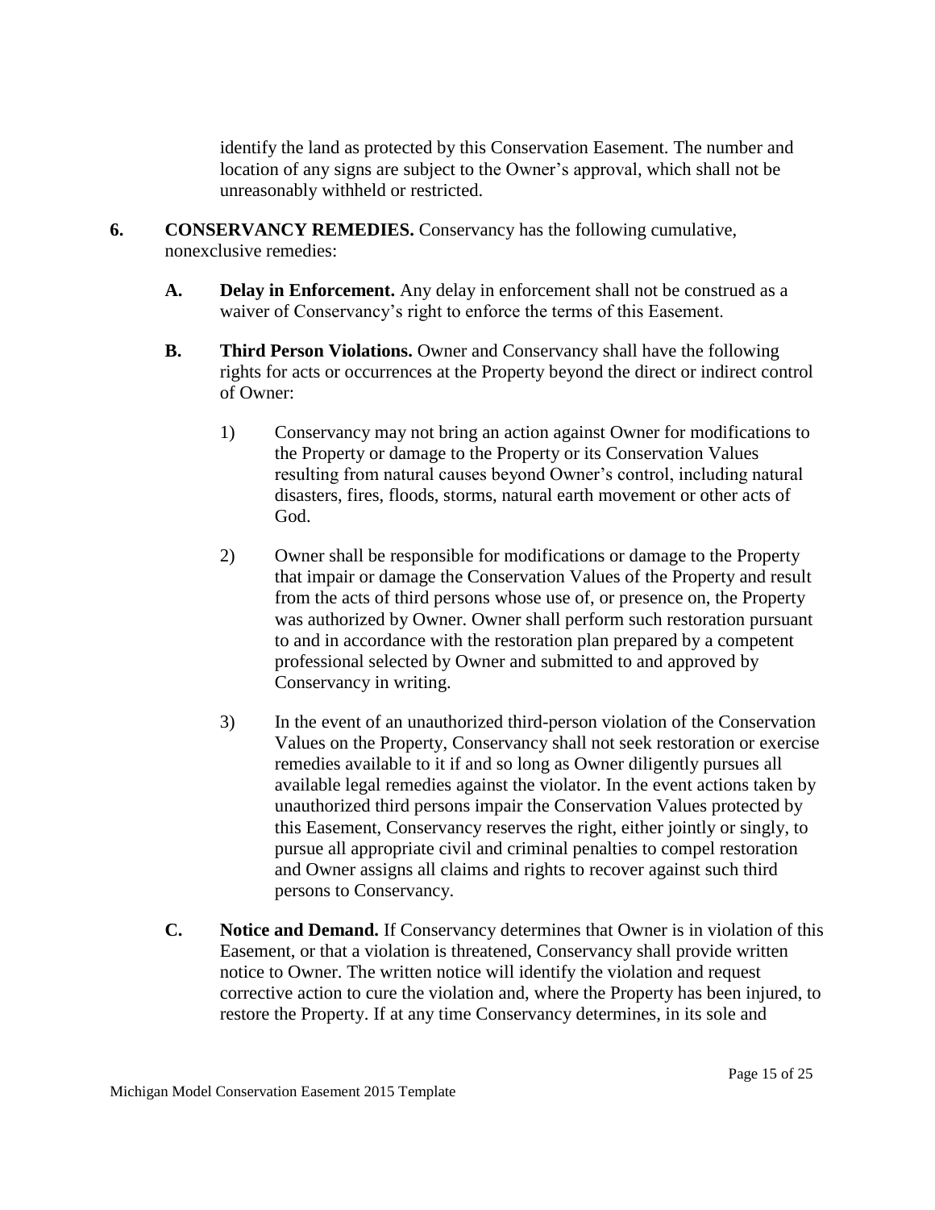identify the land as protected by this Conservation Easement. The number and location of any signs are subject to the Owner's approval, which shall not be unreasonably withheld or restricted.

**6. CONSERVANCY REMEDIES.** Conservancy has the following cumulative, nonexclusive remedies:

**A. Delay in Enforcement.** Any delay in enforcement shall not be construed as a waiver of Conservancy's right to enforce the terms of this Easement.

**B. Third Person Violations.** Owner and Conservancy shall have the following rights for acts or occurrences at the Property beyond the direct or indirect control of Owner:

1) Conservancy may not bring an action against Owner for modifications to the Property or damage to the Property or its Conservation Values resulting from natural causes beyond Owner's control, including natural disasters, fires, floods, storms, natural earth movement or other acts of God.

2) Owner shall be responsible for modifications or damage to the Property that impair or damage the Conservation Values of the Property and result from the acts of third persons whose use of, or presence on, the Property was authorized by Owner. Owner shall perform such restoration pursuant to and in accordance with the restoration plan prepared by a competent professional selected by Owner and submitted to and approved by Conservancy in writing.

3) In the event of an unauthorized third-person violation of the Conservation Values on the Property, Conservancy shall not seek restoration or exercise remedies available to it if and so long as Owner diligently pursues all available legal remedies against the violator. In the event actions taken by unauthorized third persons impair the Conservation Values protected by this Easement, Conservancy reserves the right, either jointly or singly, to pursue all appropriate civil and criminal penalties to compel restoration and Owner assigns all claims and rights to recover against such third persons to Conservancy.

**C. Notice and Demand.** If Conservancy determines that Owner is in violation of this Easement, or that a violation is threatened, Conservancy shall provide written notice to Owner. The written notice will identify the violation and request corrective action to cure the violation and, where the Property has been injured, to restore the Property. If at any time Conservancy determines, in its sole and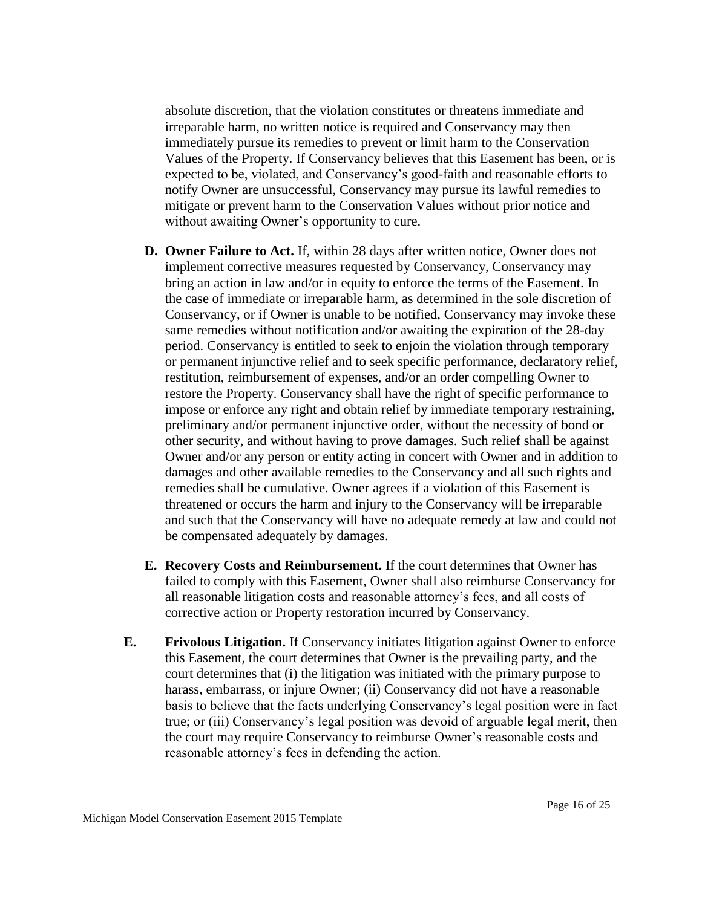absolute discretion, that the violation constitutes or threatens immediate and irreparable harm, no written notice is required and Conservancy may then immediately pursue its remedies to prevent or limit harm to the Conservation Values of the Property. If Conservancy believes that this Easement has been, or is expected to be, violated, and Conservancy's good-faith and reasonable efforts to notify Owner are unsuccessful, Conservancy may pursue its lawful remedies to mitigate or prevent harm to the Conservation Values without prior notice and without awaiting Owner's opportunity to cure.

**D. Owner Failure to Act.** If, within 28 days after written notice, Owner does not implement corrective measures requested by Conservancy, Conservancy may bring an action in law and/or in equity to enforce the terms of the Easement. In the case of immediate or irreparable harm, as determined in the sole discretion of Conservancy, or if Owner is unable to be notified, Conservancy may invoke these same remedies without notification and/or awaiting the expiration of the 28-day period. Conservancy is entitled to seek to enjoin the violation through temporary or permanent injunctive relief and to seek specific performance, declaratory relief, restitution, reimbursement of expenses, and/or an order compelling Owner to restore the Property. Conservancy shall have the right of specific performance to impose or enforce any right and obtain relief by immediate temporary restraining, preliminary and/or permanent injunctive order, without the necessity of bond or other security, and without having to prove damages. Such relief shall be against Owner and/or any person or entity acting in concert with Owner and in addition to damages and other available remedies to the Conservancy and all such rights and remedies shall be cumulative. Owner agrees if a violation of this Easement is threatened or occurs the harm and injury to the Conservancy will be irreparable and such that the Conservancy will have no adequate remedy at law and could not be compensated adequately by damages.

**E. Recovery Costs and Reimbursement.** If the court determines that Owner has failed to comply with this Easement, Owner shall also reimburse Conservancy for all reasonable litigation costs and reasonable attorney's fees, and all costs of corrective action or Property restoration incurred by Conservancy.

**E. Frivolous Litigation.** If Conservancy initiates litigation against Owner to enforce this Easement, the court determines that Owner is the prevailing party, and the court determines that (i) the litigation was initiated with the primary purpose to harass, embarrass, or injure Owner; (ii) Conservancy did not have a reasonable basis to believe that the facts underlying Conservancy's legal position were in fact true; or (iii) Conservancy's legal position was devoid of arguable legal merit, then the court may require Conservancy to reimburse Owner's reasonable costs and reasonable attorney's fees in defending the action.

Michigan Model Conservation Easement 2015 Template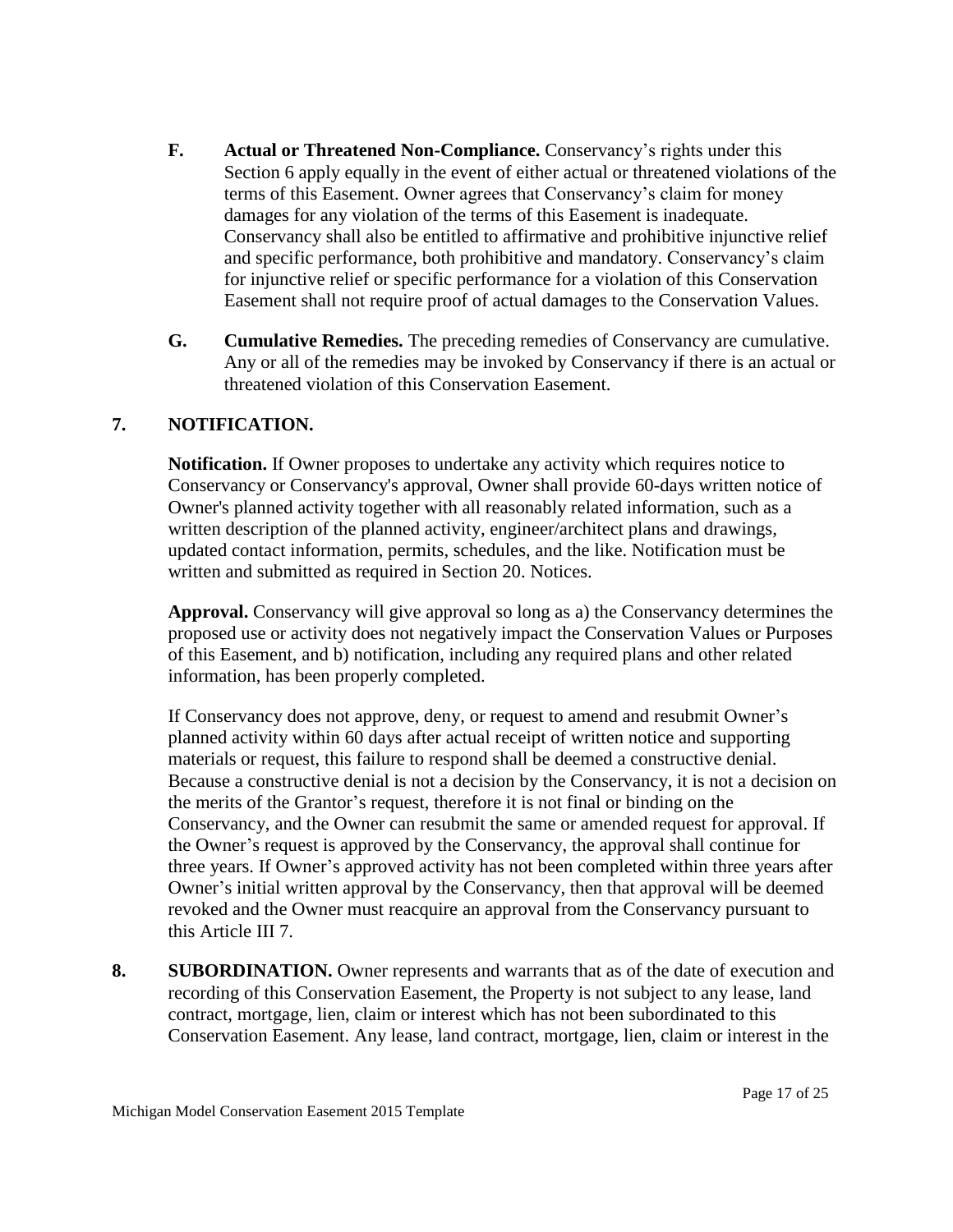**F. Actual or Threatened Non-Compliance.** Conservancy's rights under this Section 6 apply equally in the event of either actual or threatened violations of the terms of this Easement. Owner agrees that Conservancy's claim for money damages for any violation of the terms of this Easement is inadequate. Conservancy shall also be entitled to affirmative and prohibitive injunctive relief and specific performance, both prohibitive and mandatory. Conservancy's claim for injunctive relief or specific performance for a violation of this Conservation Easement shall not require proof of actual damages to the Conservation Values.

**G. Cumulative Remedies.** The preceding remedies of Conservancy are cumulative. Any or all of the remedies may be invoked by Conservancy if there is an actual or threatened violation of this Conservation Easement.

## 7. NOTIFICATION.

**Notification.** If Owner proposes to undertake any activity which requires notice to Conservancy or Conservancy's approval, Owner shall provide 60-days written notice of Owner's planned activity together with all reasonably related information, such as a written description of the planned activity, engineer/architect plans and drawings, updated contact information, permits, schedules, and the like. Notification must be written and submitted as required in Section 20. Notices.

**Approval.** Conservancy will give approval so long as a) the Conservancy determines the proposed use or activity does not negatively impact the Conservation Values or Purposes of this Easement, and b) notification, including any required plans and other related information, has been properly completed.

If Conservancy does not approve, deny, or request to amend and resubmit Owner's planned activity within 60 days after actual receipt of written notice and supporting materials or request, this failure to respond shall be deemed a constructive denial. Because a constructive denial is not a decision by the Conservancy, it is not a decision on the merits of the Grantor's request, therefore it is not final or binding on the Conservancy, and the Owner can resubmit the same or amended request for approval. If the Owner's request is approved by the Conservancy, the approval shall continue for three years. If Owner's approved activity has not been completed within three years after Owner's initial written approval by the Conservancy, then that approval will be deemed revoked and the Owner must reacquire an approval from the Conservancy pursuant to this Article III 7.

**8. SUBORDINATION.** Owner represents and warrants that as of the date of execution and recording of this Conservation Easement, the Property is not subject to any lease, land contract, mortgage, lien, claim or interest which has not been subordinated to this Conservation Easement. Any lease, land contract, mortgage, lien, claim or interest in the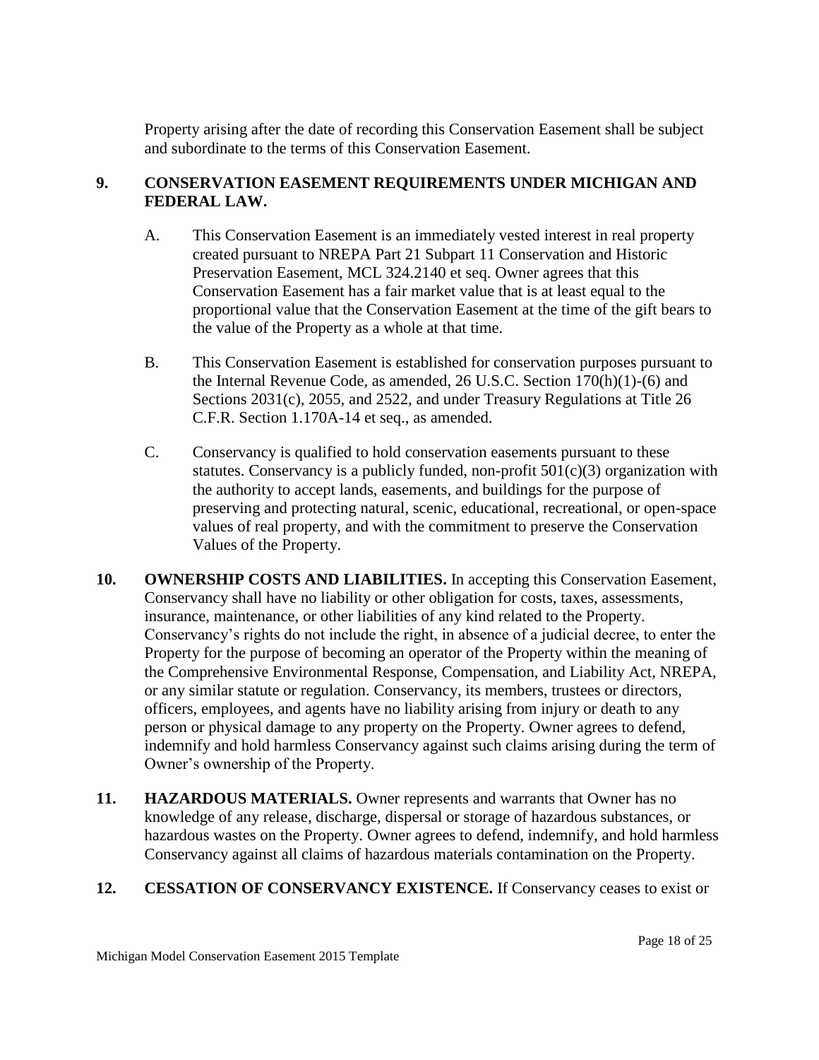Property arising after the date of recording this Conservation Easement shall be subject and subordinate to the terms of this Conservation Easement.

**9. CONSERVATION EASEMENT REQUIREMENTS UNDER MICHIGAN AND FEDERAL LAW.**

A. This Conservation Easement is an immediately vested interest in real property created pursuant to NREPA Part 21 Subpart 11 Conservation and Historic Preservation Easement, MCL 324.2140 et seq. Owner agrees that this Conservation Easement has a fair market value that is at least equal to the proportional value that the Conservation Easement at the time of the gift bears to the value of the Property as a whole at that time.

B. This Conservation Easement is established for conservation purposes pursuant to the Internal Revenue Code, as amended, 26 U.S.C. Section 170(h)(1)-(6) and Sections 2031(c), 2055, and 2522, and under Treasury Regulations at Title 26 C.F.R. Section 1.170A-14 et seq., as amended.

C. Conservancy is qualified to hold conservation easements pursuant to these statutes. Conservancy is a publicly funded, non-profit 501(c)(3) organization with the authority to accept lands, easements, and buildings for the purpose of preserving and protecting natural, scenic, educational, recreational, or open-space values of real property, and with the commitment to preserve the Conservation Values of the Property.

**10. OWNERSHIP COSTS AND LIABILITIES.** In accepting this Conservation Easement, Conservancy shall have no liability or other obligation for costs, taxes, assessments, insurance, maintenance, or other liabilities of any kind related to the Property. Conservancy's rights do not include the right, in absence of a judicial decree, to enter the Property for the purpose of becoming an operator of the Property within the meaning of the Comprehensive Environmental Response, Compensation, and Liability Act, NREPA, or any similar statute or regulation. Conservancy, its members, trustees or directors, officers, employees, and agents have no liability arising from injury or death to any person or physical damage to any property on the Property. Owner agrees to defend, indemnify and hold harmless Conservancy against such claims arising during the term of Owner's ownership of the Property.

**11. HAZARDOUS MATERIALS.** Owner represents and warrants that Owner has no knowledge of any release, discharge, dispersal or storage of hazardous substances, or hazardous wastes on the Property. Owner agrees to defend, indemnify, and hold harmless Conservancy against all claims of hazardous materials contamination on the Property.

**12. CESSATION OF CONSERVANCY EXISTENCE.** If Conservancy ceases to exist or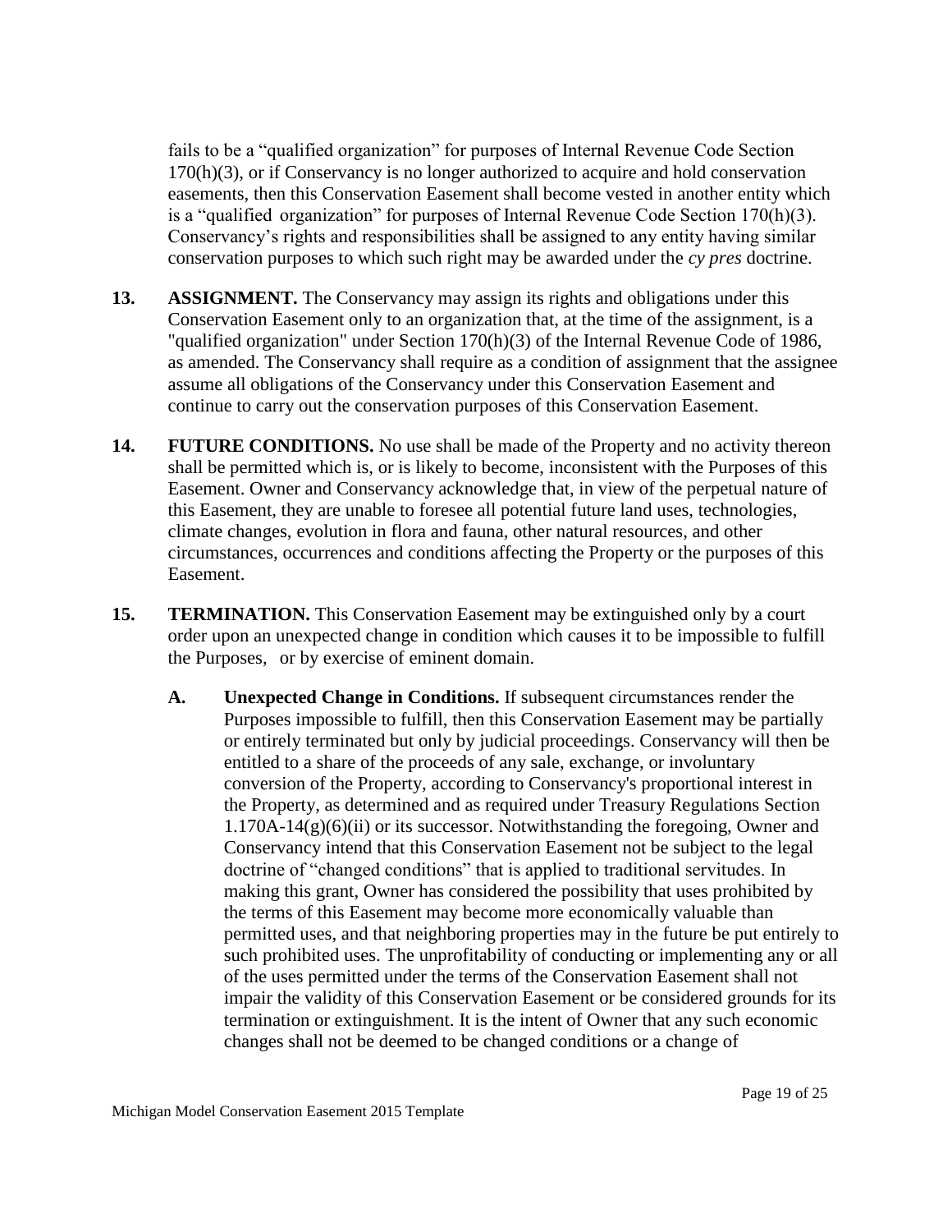fails to be a "qualified organization" for purposes of Internal Revenue Code Section 170(h)(3), or if Conservancy is no longer authorized to acquire and hold conservation easements, then this Conservation Easement shall become vested in another entity which is a "qualified organization" for purposes of Internal Revenue Code Section 170(h)(3). Conservancy's rights and responsibilities shall be assigned to any entity having similar conservation purposes to which such right may be awarded under the *cy pres* doctrine.

**13. ASSIGNMENT.** The Conservancy may assign its rights and obligations under this Conservation Easement only to an organization that, at the time of the assignment, is a "qualified organization" under Section 170(h)(3) of the Internal Revenue Code of 1986, as amended. The Conservancy shall require as a condition of assignment that the assignee assume all obligations of the Conservancy under this Conservation Easement and continue to carry out the conservation purposes of this Conservation Easement.

**14. FUTURE CONDITIONS.** No use shall be made of the Property and no activity thereon shall be permitted which is, or is likely to become, inconsistent with the Purposes of this Easement. Owner and Conservancy acknowledge that, in view of the perpetual nature of this Easement, they are unable to foresee all potential future land uses, technologies, climate changes, evolution in flora and fauna, other natural resources, and other circumstances, occurrences and conditions affecting the Property or the purposes of this Easement.

**15. TERMINATION.** This Conservation Easement may be extinguished only by a court order upon an unexpected change in condition which causes it to be impossible to fulfill the Purposes, or by exercise of eminent domain.

**A. Unexpected Change in Conditions.** If subsequent circumstances render the Purposes impossible to fulfill, then this Conservation Easement may be partially or entirely terminated but only by judicial proceedings. Conservancy will then be entitled to a share of the proceeds of any sale, exchange, or involuntary conversion of the Property, according to Conservancy's proportional interest in the Property, as determined and as required under Treasury Regulations Section 1.170A-14(g)(6)(ii) or its successor. Notwithstanding the foregoing, Owner and Conservancy intend that this Conservation Easement not be subject to the legal doctrine of "changed conditions" that is applied to traditional servitudes. In making this grant, Owner has considered the possibility that uses prohibited by the terms of this Easement may become more economically valuable than permitted uses, and that neighboring properties may in the future be put entirely to such prohibited uses. The unprofitability of conducting or implementing any or all of the uses permitted under the terms of the Conservation Easement shall not impair the validity of this Conservation Easement or be considered grounds for its termination or extinguishment. It is the intent of Owner that any such economic changes shall not be deemed to be changed conditions or a change of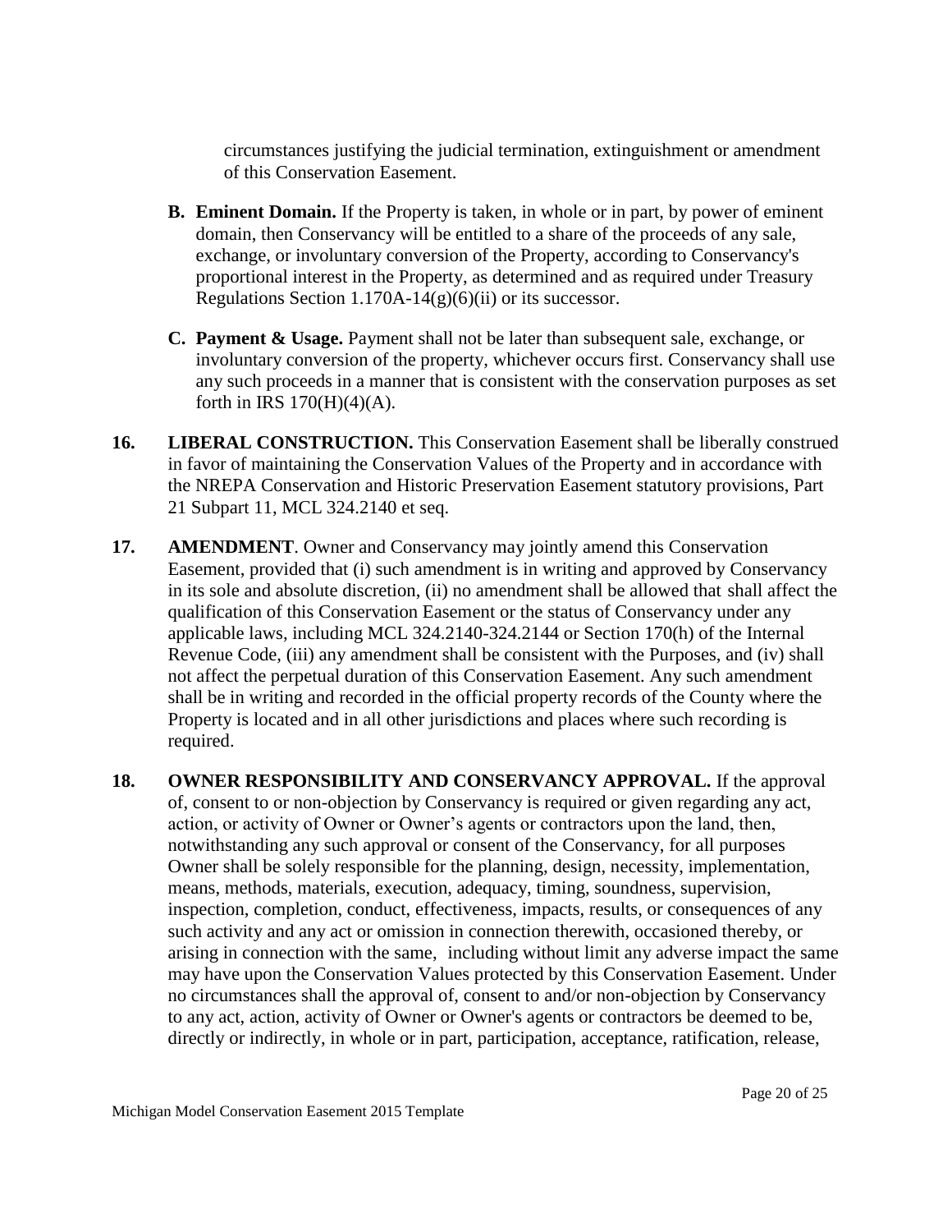circumstances justifying the judicial termination, extinguishment or amendment of this Conservation Easement.

**B. Eminent Domain.** If the Property is taken, in whole or in part, by power of eminent domain, then Conservancy will be entitled to a share of the proceeds of any sale, exchange, or involuntary conversion of the Property, according to Conservancy's proportional interest in the Property, as determined and as required under Treasury Regulations Section 1.170A-14(g)(6)(ii) or its successor.

**C. Payment & Usage.** Payment shall not be later than subsequent sale, exchange, or involuntary conversion of the property, whichever occurs first. Conservancy shall use any such proceeds in a manner that is consistent with the conservation purposes as set forth in IRS 170(H)(4)(A).

**16. LIBERAL CONSTRUCTION.** This Conservation Easement shall be liberally construed in favor of maintaining the Conservation Values of the Property and in accordance with the NREPA Conservation and Historic Preservation Easement statutory provisions, Part 21 Subpart 11, MCL 324.2140 et seq.

**17. AMENDMENT**. Owner and Conservancy may jointly amend this Conservation Easement, provided that (i) such amendment is in writing and approved by Conservancy in its sole and absolute discretion, (ii) no amendment shall be allowed that shall affect the qualification of this Conservation Easement or the status of Conservancy under any applicable laws, including MCL 324.2140-324.2144 or Section 170(h) of the Internal Revenue Code, (iii) any amendment shall be consistent with the Purposes, and (iv) shall not affect the perpetual duration of this Conservation Easement. Any such amendment shall be in writing and recorded in the official property records of the County where the Property is located and in all other jurisdictions and places where such recording is required.

**18. OWNER RESPONSIBILITY AND CONSERVANCY APPROVAL.** If the approval of, consent to or non-objection by Conservancy is required or given regarding any act, action, or activity of Owner or Owner's agents or contractors upon the land, then, notwithstanding any such approval or consent of the Conservancy, for all purposes Owner shall be solely responsible for the planning, design, necessity, implementation, means, methods, materials, execution, adequacy, timing, soundness, supervision, inspection, completion, conduct, effectiveness, impacts, results, or consequences of any such activity and any act or omission in connection therewith, occasioned thereby, or arising in connection with the same, including without limit any adverse impact the same may have upon the Conservation Values protected by this Conservation Easement. Under no circumstances shall the approval of, consent to and/or non-objection by Conservancy to any act, action, activity of Owner or Owner's agents or contractors be deemed to be, directly or indirectly, in whole or in part, participation, acceptance, ratification, release,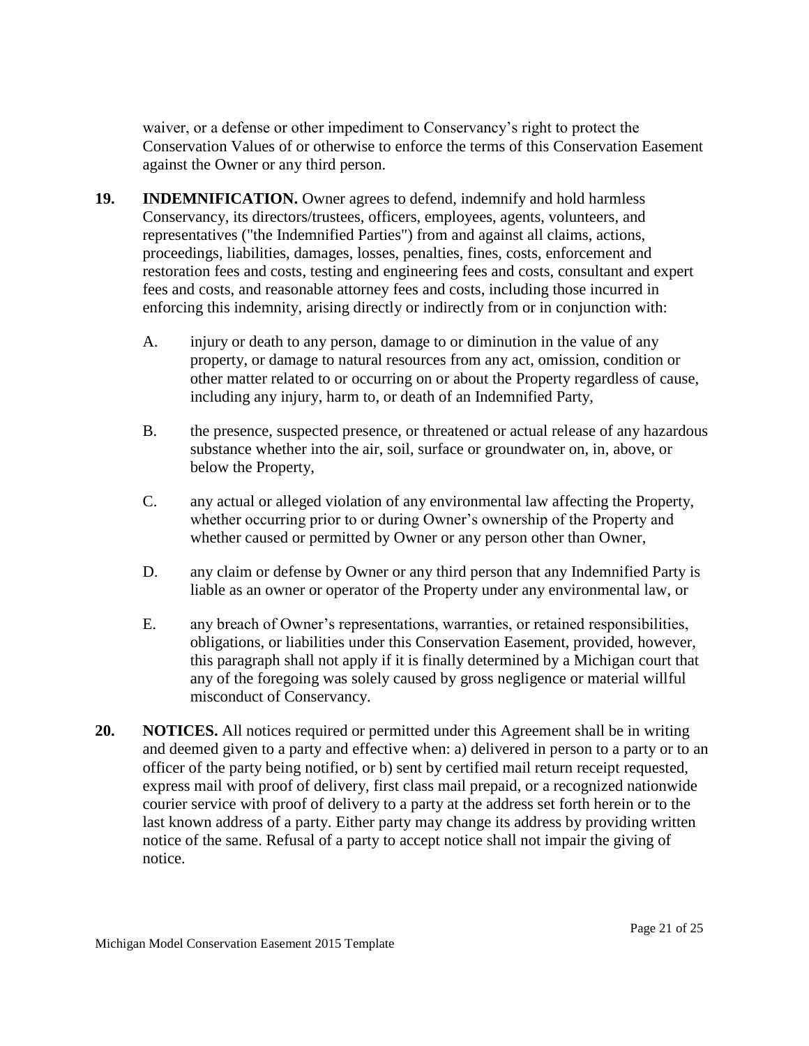waiver, or a defense or other impediment to Conservancy's right to protect the Conservation Values of or otherwise to enforce the terms of this Conservation Easement against the Owner or any third person.

**19. INDEMNIFICATION.** Owner agrees to defend, indemnify and hold harmless Conservancy, its directors/trustees, officers, employees, agents, volunteers, and representatives ("the Indemnified Parties") from and against all claims, actions, proceedings, liabilities, damages, losses, penalties, fines, costs, enforcement and restoration fees and costs, testing and engineering fees and costs, consultant and expert fees and costs, and reasonable attorney fees and costs, including those incurred in enforcing this indemnity, arising directly or indirectly from or in conjunction with:

A. injury or death to any person, damage to or diminution in the value of any property, or damage to natural resources from any act, omission, condition or other matter related to or occurring on or about the Property regardless of cause, including any injury, harm to, or death of an Indemnified Party,

B. the presence, suspected presence, or threatened or actual release of any hazardous substance whether into the air, soil, surface or groundwater on, in, above, or below the Property,

C. any actual or alleged violation of any environmental law affecting the Property, whether occurring prior to or during Owner's ownership of the Property and whether caused or permitted by Owner or any person other than Owner,

D. any claim or defense by Owner or any third person that any Indemnified Party is liable as an owner or operator of the Property under any environmental law, or

E. any breach of Owner's representations, warranties, or retained responsibilities, obligations, or liabilities under this Conservation Easement, provided, however, this paragraph shall not apply if it is finally determined by a Michigan court that any of the foregoing was solely caused by gross negligence or material willful misconduct of Conservancy.

**20. NOTICES.** All notices required or permitted under this Agreement shall be in writing and deemed given to a party and effective when: a) delivered in person to a party or to an officer of the party being notified, or b) sent by certified mail return receipt requested, express mail with proof of delivery, first class mail prepaid, or a recognized nationwide courier service with proof of delivery to a party at the address set forth herein or to the last known address of a party. Either party may change its address by providing written notice of the same. Refusal of a party to accept notice shall not impair the giving of notice.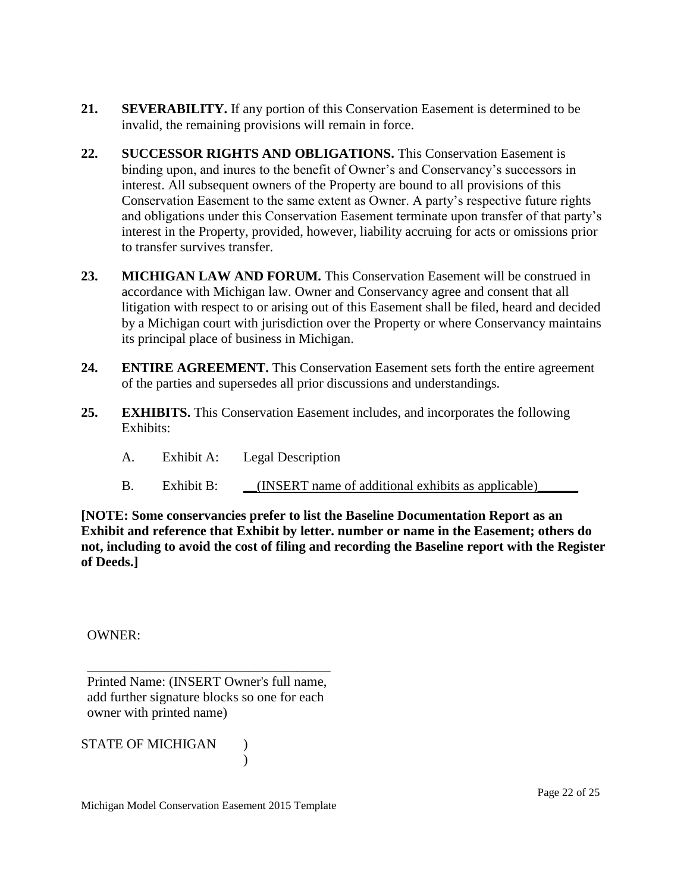**21. SEVERABILITY.** If any portion of this Conservation Easement is determined to be invalid, the remaining provisions will remain in force.

**22. SUCCESSOR RIGHTS AND OBLIGATIONS.** This Conservation Easement is binding upon, and inures to the benefit of Owner's and Conservancy's successors in interest. All subsequent owners of the Property are bound to all provisions of this Conservation Easement to the same extent as Owner. A party's respective future rights and obligations under this Conservation Easement terminate upon transfer of that party's interest in the Property, provided, however, liability accruing for acts or omissions prior to transfer survives transfer.

**23. MICHIGAN LAW AND FORUM.** This Conservation Easement will be construed in accordance with Michigan law. Owner and Conservancy agree and consent that all litigation with respect to or arising out of this Easement shall be filed, heard and decided by a Michigan court with jurisdiction over the Property or where Conservancy maintains its principal place of business in Michigan.

**24. ENTIRE AGREEMENT.** This Conservation Easement sets forth the entire agreement of the parties and supersedes all prior discussions and understandings.

**25. EXHIBITS.** This Conservation Easement includes, and incorporates the following Exhibits:

A. Exhibit A: Legal Description

B. Exhibit B: __(INSERT name of additional exhibits as applicable)______

**[NOTE: Some conservancies prefer to list the Baseline Documentation Report as an Exhibit and reference that Exhibit by letter. number or name in the Easement; others do not, including to avoid the cost of filing and recording the Baseline report with the Register of Deeds.]**

OWNER:

_____________________________________
Printed Name: (INSERT Owner's full name, add further signature blocks so one for each owner with printed name)

STATE OF MICHIGAN )
)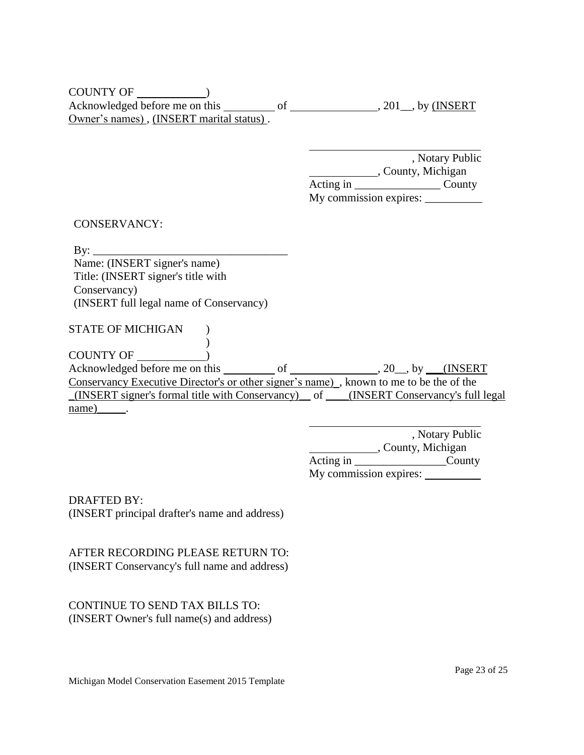COUNTY OF ____________)
Acknowledged before me on this _________ of _______________, 201__, by (INSERT Owner's names) , (INSERT marital status) .

______________________________
, Notary Public
___________, County, Michigan
Acting in _______________ County
My commission expires: __________

CONSERVANCY:

By: __________________________________
Name: (INSERT signer's name)
Title: (INSERT signer's title with Conservancy)
(INSERT full legal name of Conservancy)

STATE OF MICHIGAN )
)
COUNTY OF ____________)
Acknowledged before me on this _________ of _______________, 20__, by ___(INSERT Conservancy Executive Director's or other signer's name)_, known to me to be the of the _(INSERT signer's formal title with Conservancy)__ of ____(INSERT Conservancy's full legal name)_____.

______________________________
, Notary Public
___________, County, Michigan
Acting in ________________County
My commission expires: __________

DRAFTED BY:
(INSERT principal drafter's name and address)

AFTER RECORDING PLEASE RETURN TO:
(INSERT Conservancy's full name and address)

CONTINUE TO SEND TAX BILLS TO:
(INSERT Owner's full name(s) and address)

Michigan Model Conservation Easement 2015 Template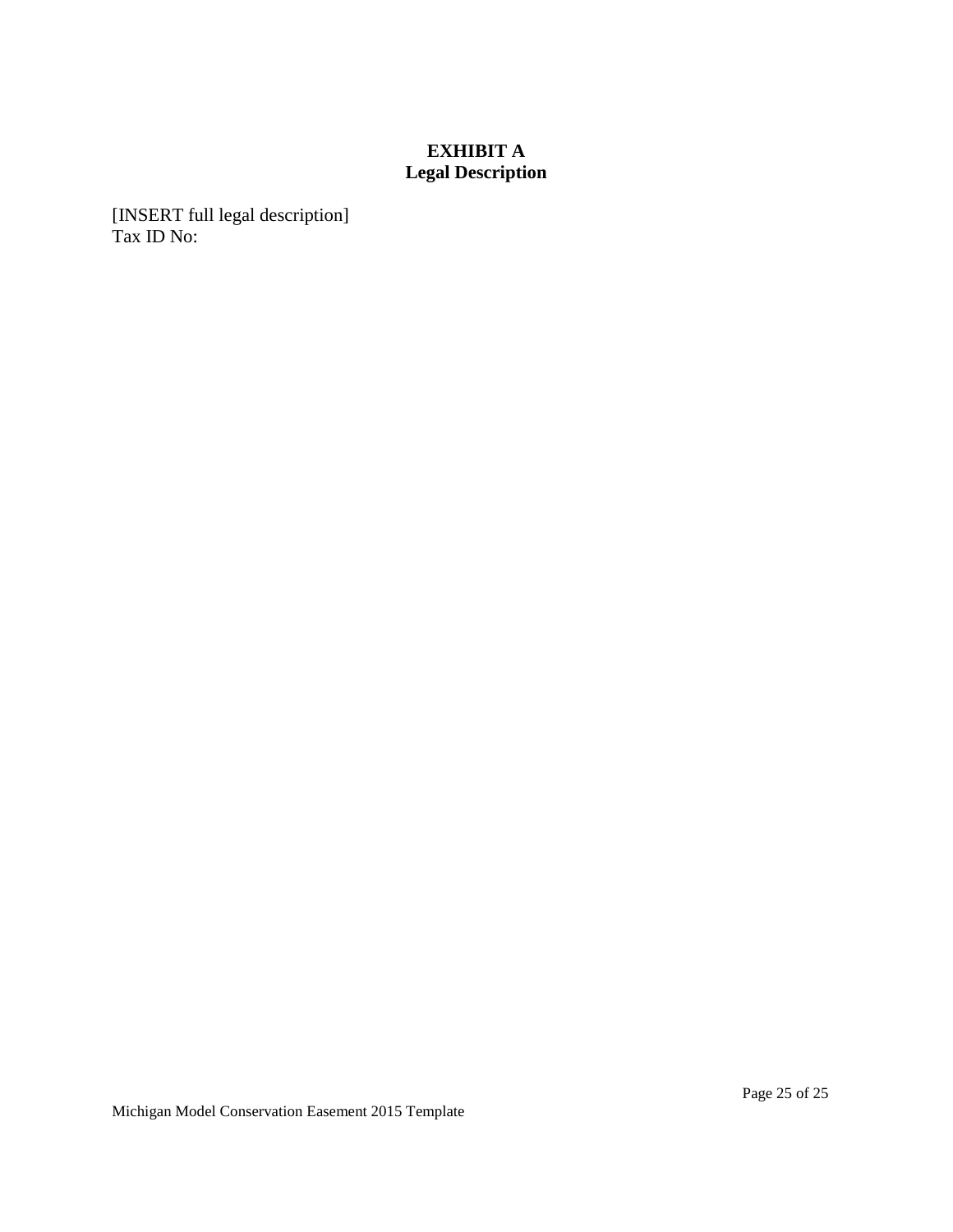# EXHIBIT A
## Legal Description

[INSERT full legal description]
Tax ID No: